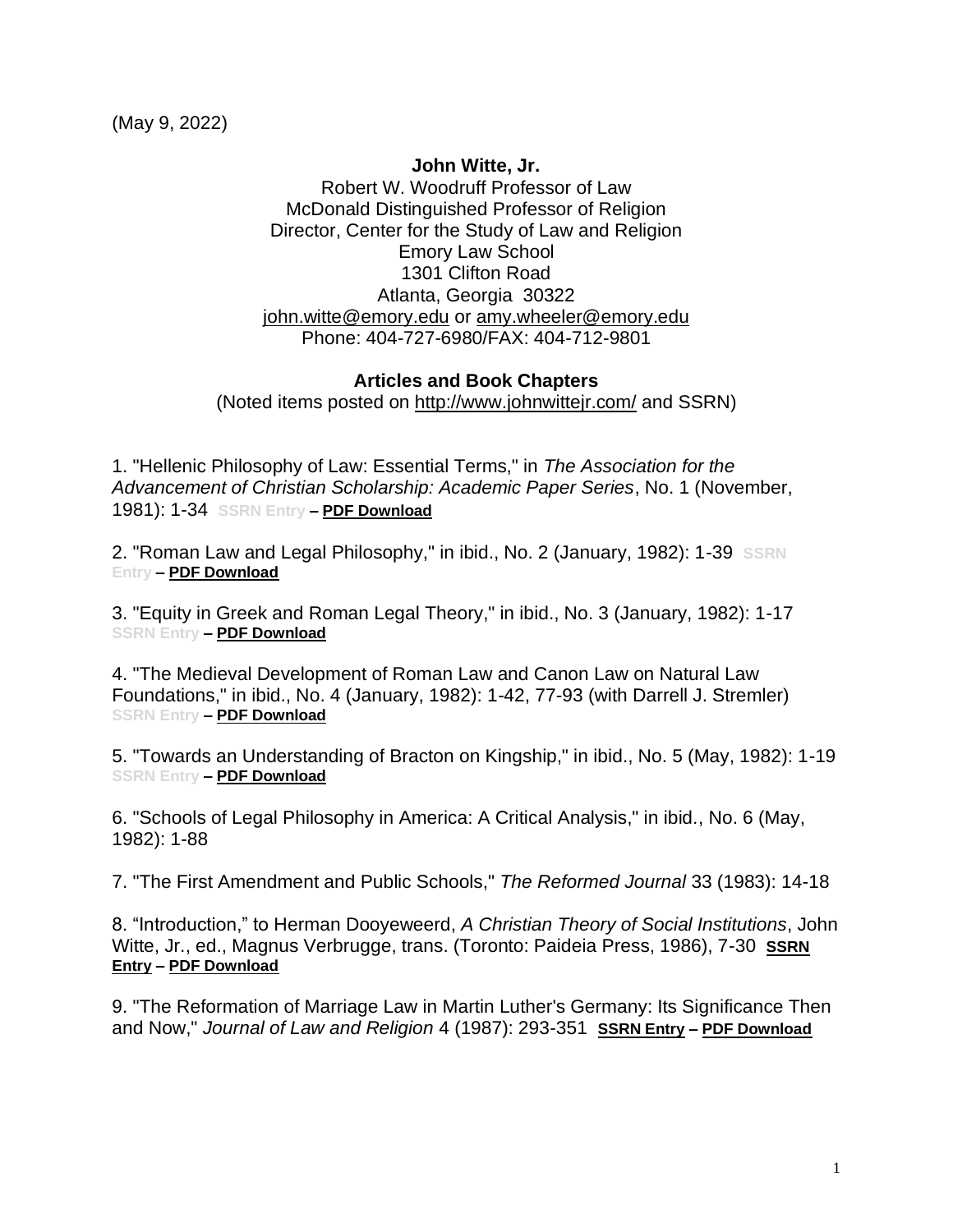(May 9, 2022)

**John Witte, Jr.**
Robert W. Woodruff Professor of Law
McDonald Distinguished Professor of Religion
Director, Center for the Study of Law and Religion
Emory Law School
1301 Clifton Road
Atlanta, Georgia 30322
john.witte@emory.edu or amy.wheeler@emory.edu
Phone: 404-727-6980/FAX: 404-712-9801

## Articles and Book Chapters

(Noted items posted on http://www.johnwittejr.com/ and SSRN)

1. "Hellenic Philosophy of Law: Essential Terms," in *The Association for the Advancement of Christian Scholarship: Academic Paper Series*, No. 1 (November, 1981): 1-34 SSRN Entry – **PDF Download**

2. "Roman Law and Legal Philosophy," in ibid., No. 2 (January, 1982): 1-39 SSRN Entry – **PDF Download**

3. "Equity in Greek and Roman Legal Theory," in ibid., No. 3 (January, 1982): 1-17 SSRN Entry – **PDF Download**

4. "The Medieval Development of Roman Law and Canon Law on Natural Law Foundations," in ibid., No. 4 (January, 1982): 1-42, 77-93 (with Darrell J. Stremler) SSRN Entry – **PDF Download**

5. "Towards an Understanding of Bracton on Kingship," in ibid., No. 5 (May, 1982): 1-19 SSRN Entry – **PDF Download**

6. "Schools of Legal Philosophy in America: A Critical Analysis," in ibid., No. 6 (May, 1982): 1-88

7. "The First Amendment and Public Schools," *The Reformed Journal* 33 (1983): 14-18

8. "Introduction," to Herman Dooyeweerd, *A Christian Theory of Social Institutions*, John Witte, Jr., ed., Magnus Verbrugge, trans. (Toronto: Paideia Press, 1986), 7-30 **SSRN Entry – PDF Download**

9. "The Reformation of Marriage Law in Martin Luther's Germany: Its Significance Then and Now," *Journal of Law and Religion* 4 (1987): 293-351 **SSRN Entry – PDF Download**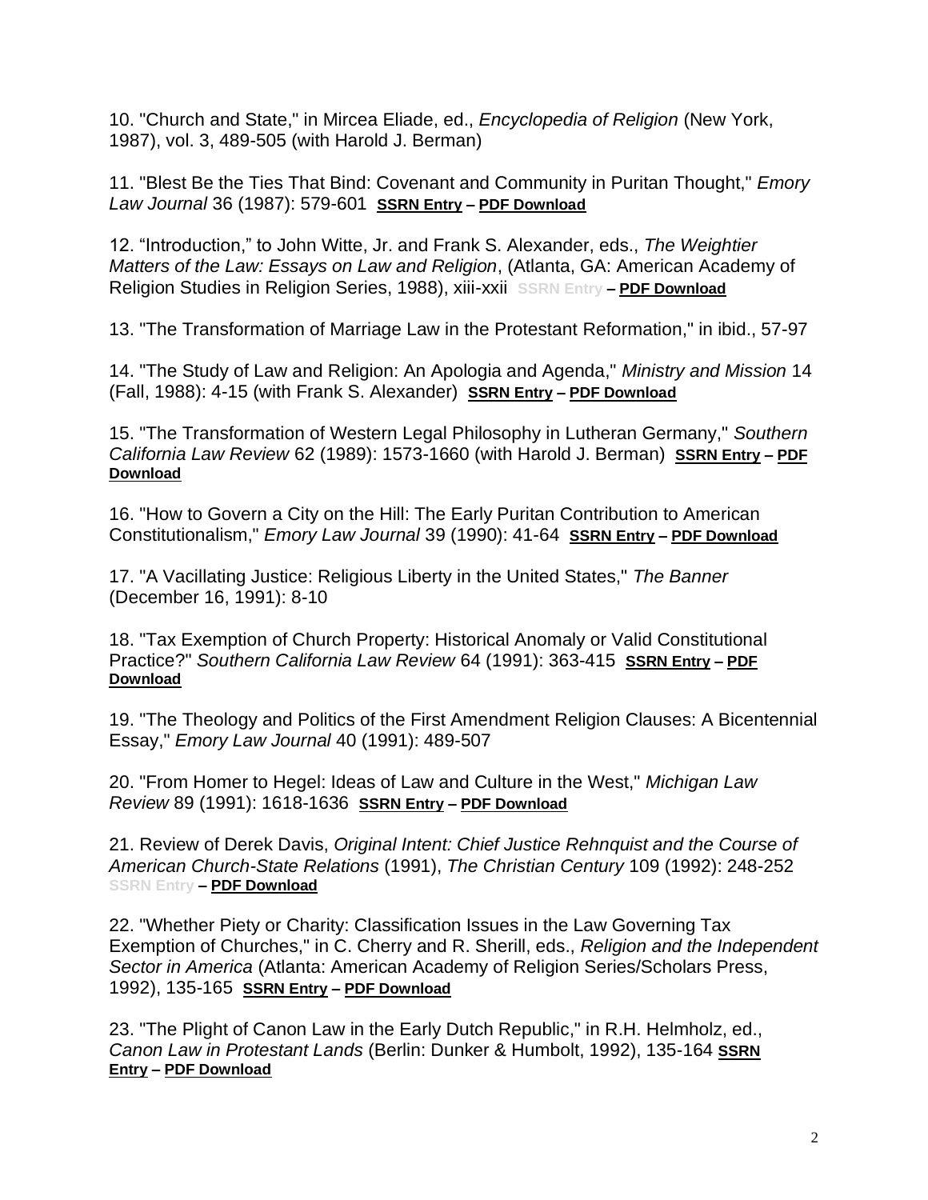10. "Church and State," in Mircea Eliade, ed., *Encyclopedia of Religion* (New York, 1987), vol. 3, 489-505 (with Harold J. Berman)

11. "Blest Be the Ties That Bind: Covenant and Community in Puritan Thought," *Emory Law Journal* 36 (1987): 579-601 **SSRN Entry – PDF Download**

12. "Introduction," to John Witte, Jr. and Frank S. Alexander, eds., *The Weightier Matters of the Law: Essays on Law and Religion*, (Atlanta, GA: American Academy of Religion Studies in Religion Series, 1988), xiii-xxii SSRN Entry – **PDF Download**

13. "The Transformation of Marriage Law in the Protestant Reformation," in ibid., 57-97

14. "The Study of Law and Religion: An Apologia and Agenda," *Ministry and Mission* 14 (Fall, 1988): 4-15 (with Frank S. Alexander) **SSRN Entry – PDF Download**

15. "The Transformation of Western Legal Philosophy in Lutheran Germany," *Southern California Law Review* 62 (1989): 1573-1660 (with Harold J. Berman) **SSRN Entry – PDF Download**

16. "How to Govern a City on the Hill: The Early Puritan Contribution to American Constitutionalism," *Emory Law Journal* 39 (1990): 41-64 **SSRN Entry – PDF Download**

17. "A Vacillating Justice: Religious Liberty in the United States," *The Banner* (December 16, 1991): 8-10

18. "Tax Exemption of Church Property: Historical Anomaly or Valid Constitutional Practice?" *Southern California Law Review* 64 (1991): 363-415 **SSRN Entry – PDF Download**

19. "The Theology and Politics of the First Amendment Religion Clauses: A Bicentennial Essay," *Emory Law Journal* 40 (1991): 489-507

20. "From Homer to Hegel: Ideas of Law and Culture in the West," *Michigan Law Review* 89 (1991): 1618-1636 **SSRN Entry – PDF Download**

21. Review of Derek Davis, *Original Intent: Chief Justice Rehnquist and the Course of American Church-State Relations* (1991), *The Christian Century* 109 (1992): 248-252 SSRN Entry – **PDF Download**

22. "Whether Piety or Charity: Classification Issues in the Law Governing Tax Exemption of Churches," in C. Cherry and R. Sherill, eds., *Religion and the Independent Sector in America* (Atlanta: American Academy of Religion Series/Scholars Press, 1992), 135-165 **SSRN Entry – PDF Download**

23. "The Plight of Canon Law in the Early Dutch Republic," in R.H. Helmholz, ed., *Canon Law in Protestant Lands* (Berlin: Dunker & Humbolt, 1992), 135-164 **SSRN Entry – PDF Download**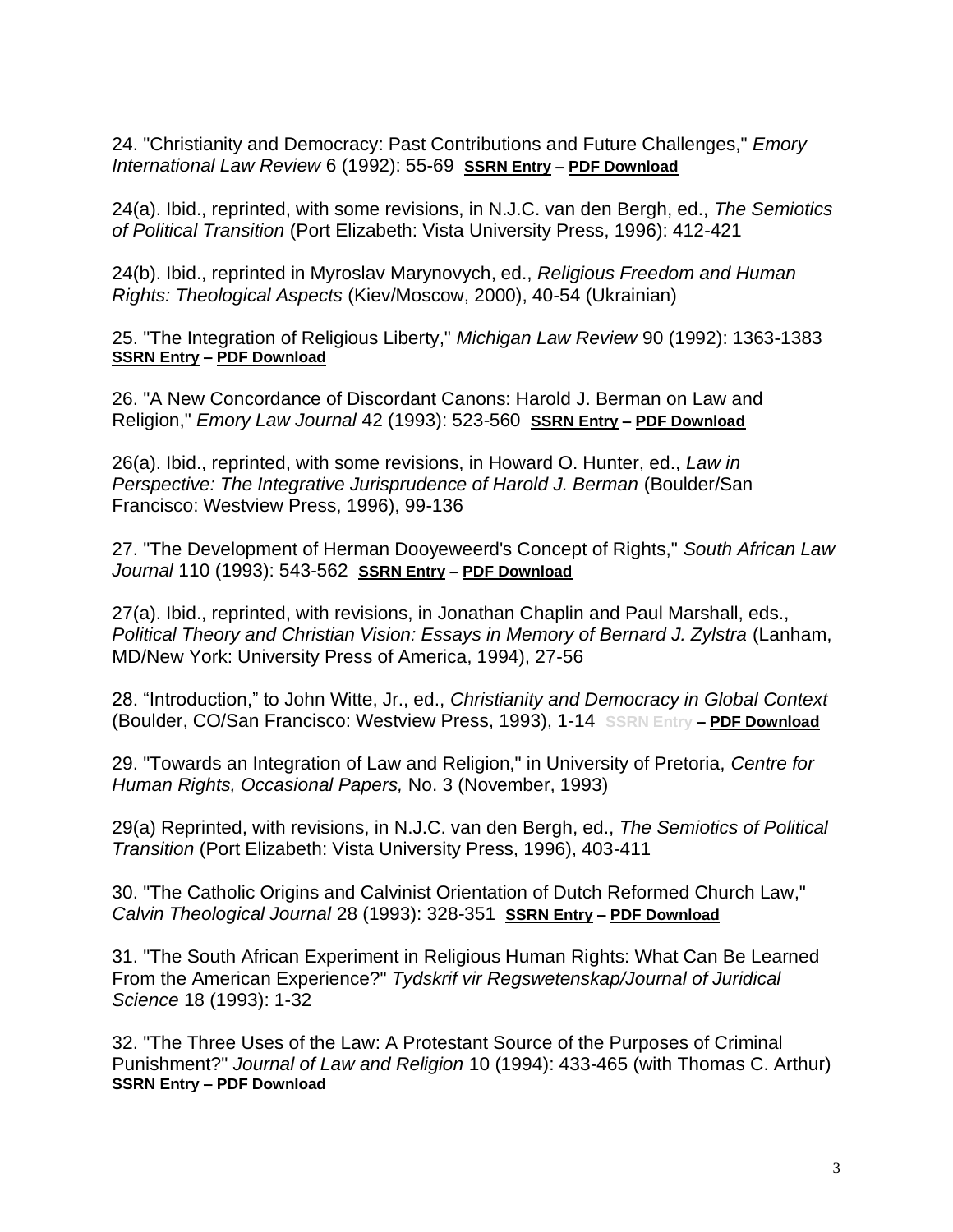24. "Christianity and Democracy: Past Contributions and Future Challenges," *Emory International Law Review* 6 (1992): 55-69 **SSRN Entry – PDF Download**

24(a). Ibid., reprinted, with some revisions, in N.J.C. van den Bergh, ed., *The Semiotics of Political Transition* (Port Elizabeth: Vista University Press, 1996): 412-421

24(b). Ibid., reprinted in Myroslav Marynovych, ed., *Religious Freedom and Human Rights: Theological Aspects* (Kiev/Moscow, 2000), 40-54 (Ukrainian)

25. "The Integration of Religious Liberty," *Michigan Law Review* 90 (1992): 1363-1383 **SSRN Entry – PDF Download**

26. "A New Concordance of Discordant Canons: Harold J. Berman on Law and Religion," *Emory Law Journal* 42 (1993): 523-560 **SSRN Entry – PDF Download**

26(a). Ibid., reprinted, with some revisions, in Howard O. Hunter, ed., *Law in Perspective: The Integrative Jurisprudence of Harold J. Berman* (Boulder/San Francisco: Westview Press, 1996), 99-136

27. "The Development of Herman Dooyeweerd's Concept of Rights," *South African Law Journal* 110 (1993): 543-562 **SSRN Entry – PDF Download**

27(a). Ibid., reprinted, with revisions, in Jonathan Chaplin and Paul Marshall, eds., *Political Theory and Christian Vision: Essays in Memory of Bernard J. Zylstra* (Lanham, MD/New York: University Press of America, 1994), 27-56

28. "Introduction," to John Witte, Jr., ed., *Christianity and Democracy in Global Context* (Boulder, CO/San Francisco: Westview Press, 1993), 1-14 **SSRN Entry – PDF Download**

29. "Towards an Integration of Law and Religion," in University of Pretoria, *Centre for Human Rights, Occasional Papers,* No. 3 (November, 1993)

29(a) Reprinted, with revisions, in N.J.C. van den Bergh, ed., *The Semiotics of Political Transition* (Port Elizabeth: Vista University Press, 1996), 403-411

30. "The Catholic Origins and Calvinist Orientation of Dutch Reformed Church Law," *Calvin Theological Journal* 28 (1993): 328-351 **SSRN Entry – PDF Download**

31. "The South African Experiment in Religious Human Rights: What Can Be Learned From the American Experience?" *Tydskrif vir Regswetenskap/Journal of Juridical Science* 18 (1993): 1-32

32. "The Three Uses of the Law: A Protestant Source of the Purposes of Criminal Punishment?" *Journal of Law and Religion* 10 (1994): 433-465 (with Thomas C. Arthur) **SSRN Entry – PDF Download**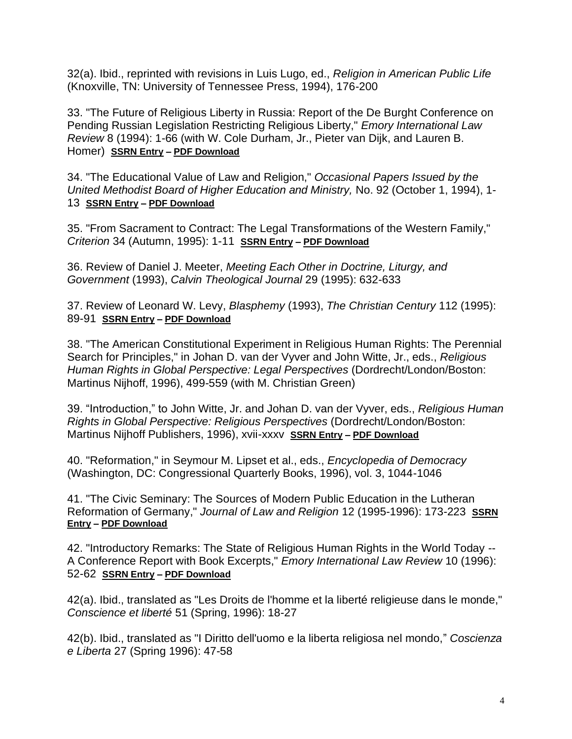32(a). Ibid., reprinted with revisions in Luis Lugo, ed., *Religion in American Public Life* (Knoxville, TN: University of Tennessee Press, 1994), 176-200

33. "The Future of Religious Liberty in Russia: Report of the De Burght Conference on Pending Russian Legislation Restricting Religious Liberty," *Emory International Law Review* 8 (1994): 1-66 (with W. Cole Durham, Jr., Pieter van Dijk, and Lauren B. Homer) **SSRN Entry – PDF Download**

34. "The Educational Value of Law and Religion," *Occasional Papers Issued by the United Methodist Board of Higher Education and Ministry,* No. 92 (October 1, 1994), 1-13 **SSRN Entry – PDF Download**

35. "From Sacrament to Contract: The Legal Transformations of the Western Family," *Criterion* 34 (Autumn, 1995): 1-11 **SSRN Entry – PDF Download**

36. Review of Daniel J. Meeter, *Meeting Each Other in Doctrine, Liturgy, and Government* (1993), *Calvin Theological Journal* 29 (1995): 632-633

37. Review of Leonard W. Levy, *Blasphemy* (1993), *The Christian Century* 112 (1995): 89-91 **SSRN Entry – PDF Download**

38. "The American Constitutional Experiment in Religious Human Rights: The Perennial Search for Principles," in Johan D. van der Vyver and John Witte, Jr., eds., *Religious Human Rights in Global Perspective: Legal Perspectives* (Dordrecht/London/Boston: Martinus Nijhoff, 1996), 499-559 (with M. Christian Green)

39. "Introduction," to John Witte, Jr. and Johan D. van der Vyver, eds., *Religious Human Rights in Global Perspective: Religious Perspectives* (Dordrecht/London/Boston: Martinus Nijhoff Publishers, 1996), xvii-xxxv **SSRN Entry – PDF Download**

40. "Reformation," in Seymour M. Lipset et al., eds., *Encyclopedia of Democracy* (Washington, DC: Congressional Quarterly Books, 1996), vol. 3, 1044-1046

41. "The Civic Seminary: The Sources of Modern Public Education in the Lutheran Reformation of Germany," *Journal of Law and Religion* 12 (1995-1996): 173-223 **SSRN Entry – PDF Download**

42. "Introductory Remarks: The State of Religious Human Rights in the World Today -- A Conference Report with Book Excerpts," *Emory International Law Review* 10 (1996): 52-62 **SSRN Entry – PDF Download**

42(a). Ibid., translated as "Les Droits de l'homme et la liberté religieuse dans le monde," *Conscience et liberté* 51 (Spring, 1996): 18-27

42(b). Ibid., translated as "I Diritto dell'uomo e la liberta religiosa nel mondo," *Coscienza e Liberta* 27 (Spring 1996): 47-58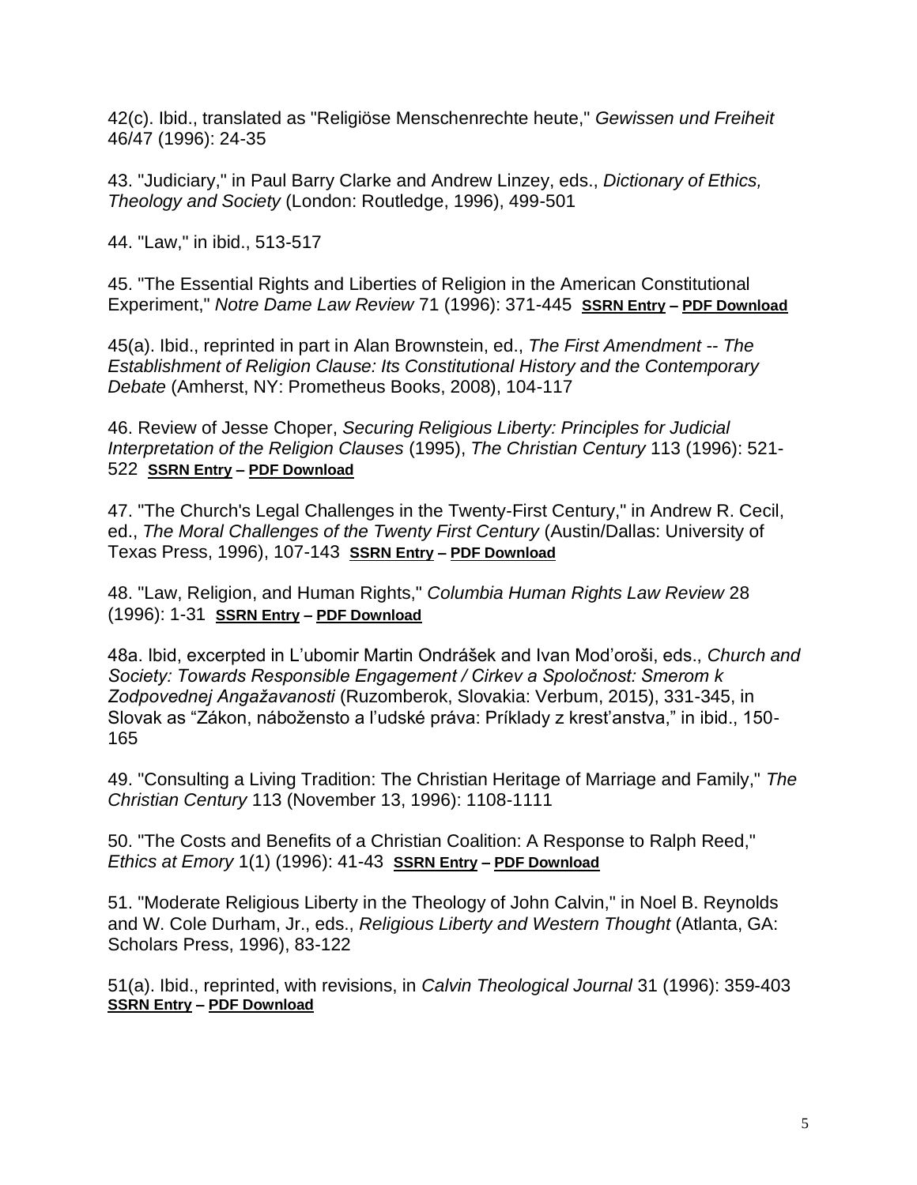42(c). Ibid., translated as "Religiöse Menschenrechte heute," *Gewissen und Freiheit* 46/47 (1996): 24-35

43. "Judiciary," in Paul Barry Clarke and Andrew Linzey, eds., *Dictionary of Ethics, Theology and Society* (London: Routledge, 1996), 499-501

44. "Law," in ibid., 513-517

45. "The Essential Rights and Liberties of Religion in the American Constitutional Experiment," *Notre Dame Law Review* 71 (1996): 371-445 **SSRN Entry – PDF Download**

45(a). Ibid., reprinted in part in Alan Brownstein, ed., *The First Amendment -- The Establishment of Religion Clause: Its Constitutional History and the Contemporary Debate* (Amherst, NY: Prometheus Books, 2008), 104-117

46. Review of Jesse Choper, *Securing Religious Liberty: Principles for Judicial Interpretation of the Religion Clauses* (1995), *The Christian Century* 113 (1996): 521-522 **SSRN Entry – PDF Download**

47. "The Church's Legal Challenges in the Twenty-First Century," in Andrew R. Cecil, ed., *The Moral Challenges of the Twenty First Century* (Austin/Dallas: University of Texas Press, 1996), 107-143 **SSRN Entry – PDF Download**

48. "Law, Religion, and Human Rights," *Columbia Human Rights Law Review* 28 (1996): 1-31 **SSRN Entry – PDF Download**

48a. Ibid, excerpted in L'ubomir Martin Ondrášek and Ivan Mod'oroši, eds., *Church and Society: Towards Responsible Engagement / Cirkev a Spoločnost: Smerom k Zodpovednej Angažavanosti* (Ruzomberok, Slovakia: Verbum, 2015), 331-345, in Slovak as "Zákon, náboženstvo a l'udské práva: Príklady z kresťanstva," in ibid., 150-165

49. "Consulting a Living Tradition: The Christian Heritage of Marriage and Family," *The Christian Century* 113 (November 13, 1996): 1108-1111

50. "The Costs and Benefits of a Christian Coalition: A Response to Ralph Reed," *Ethics at Emory* 1(1) (1996): 41-43 **SSRN Entry – PDF Download**

51. "Moderate Religious Liberty in the Theology of John Calvin," in Noel B. Reynolds and W. Cole Durham, Jr., eds., *Religious Liberty and Western Thought* (Atlanta, GA: Scholars Press, 1996), 83-122

51(a). Ibid., reprinted, with revisions, in *Calvin Theological Journal* 31 (1996): 359-403 **SSRN Entry – PDF Download**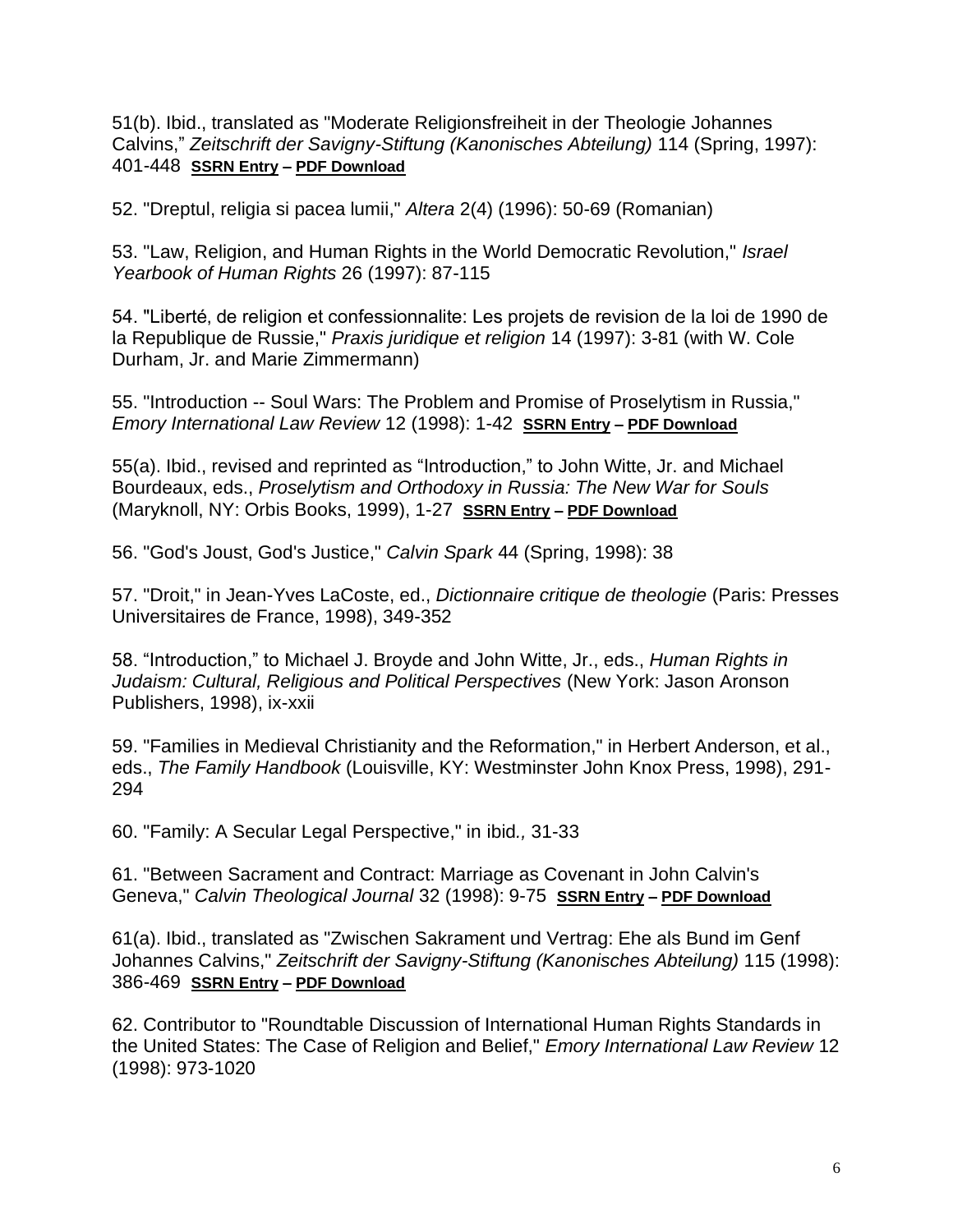51(b). Ibid., translated as "Moderate Religionsfreiheit in der Theologie Johannes Calvins," *Zeitschrift der Savigny-Stiftung (Kanonisches Abteilung)* 114 (Spring, 1997): 401-448 **SSRN Entry – PDF Download**

52. "Dreptul, religia si pacea lumii," *Altera* 2(4) (1996): 50-69 (Romanian)

53. "Law, Religion, and Human Rights in the World Democratic Revolution," *Israel Yearbook of Human Rights* 26 (1997): 87-115

54. "Liberté, de religion et confessionnalite: Les projets de revision de la loi de 1990 de la Republique de Russie," *Praxis juridique et religion* 14 (1997): 3-81 (with W. Cole Durham, Jr. and Marie Zimmermann)

55. "Introduction -- Soul Wars: The Problem and Promise of Proselytism in Russia," *Emory International Law Review* 12 (1998): 1-42 **SSRN Entry – PDF Download**

55(a). Ibid., revised and reprinted as "Introduction," to John Witte, Jr. and Michael Bourdeaux, eds., *Proselytism and Orthodoxy in Russia: The New War for Souls* (Maryknoll, NY: Orbis Books, 1999), 1-27 **SSRN Entry – PDF Download**

56. "God's Joust, God's Justice," *Calvin Spark* 44 (Spring, 1998): 38

57. "Droit," in Jean-Yves LaCoste, ed., *Dictionnaire critique de theologie* (Paris: Presses Universitaires de France, 1998), 349-352

58. "Introduction," to Michael J. Broyde and John Witte, Jr., eds., *Human Rights in Judaism: Cultural, Religious and Political Perspectives* (New York: Jason Aronson Publishers, 1998), ix-xxii

59. "Families in Medieval Christianity and the Reformation," in Herbert Anderson, et al., eds., *The Family Handbook* (Louisville, KY: Westminster John Knox Press, 1998), 291-294

60. "Family: A Secular Legal Perspective," in ibid*.,* 31-33

61. "Between Sacrament and Contract: Marriage as Covenant in John Calvin's Geneva," *Calvin Theological Journal* 32 (1998): 9-75 **SSRN Entry – PDF Download**

61(a). Ibid., translated as "Zwischen Sakrament und Vertrag: Ehe als Bund im Genf Johannes Calvins," *Zeitschrift der Savigny-Stiftung (Kanonisches Abteilung)* 115 (1998): 386-469 **SSRN Entry – PDF Download**

62. Contributor to "Roundtable Discussion of International Human Rights Standards in the United States: The Case of Religion and Belief," *Emory International Law Review* 12 (1998): 973-1020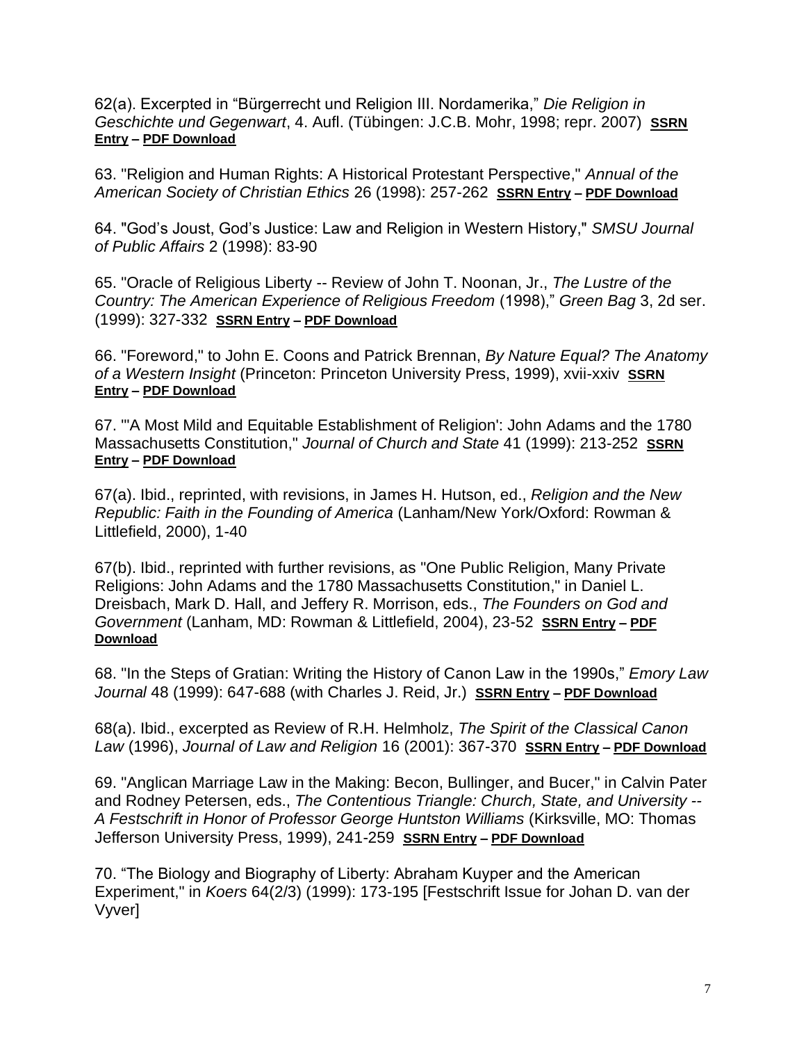62(a). Excerpted in "Bürgerrecht und Religion III. Nordamerika," *Die Religion in Geschichte und Gegenwart*, 4. Aufl. (Tübingen: J.C.B. Mohr, 1998; repr. 2007) **SSRN Entry** – **PDF Download**

63. "Religion and Human Rights: A Historical Protestant Perspective," *Annual of the American Society of Christian Ethics* 26 (1998): 257-262 **SSRN Entry** – **PDF Download**

64. "God's Joust, God's Justice: Law and Religion in Western History," *SMSU Journal of Public Affairs* 2 (1998): 83-90

65. "Oracle of Religious Liberty -- Review of John T. Noonan, Jr., *The Lustre of the Country: The American Experience of Religious Freedom* (1998)," *Green Bag* 3, 2d ser. (1999): 327-332 **SSRN Entry** – **PDF Download**

66. "Foreword," to John E. Coons and Patrick Brennan, *By Nature Equal? The Anatomy of a Western Insight* (Princeton: Princeton University Press, 1999), xvii-xxiv **SSRN Entry** – **PDF Download**

67. "'A Most Mild and Equitable Establishment of Religion': John Adams and the 1780 Massachusetts Constitution," *Journal of Church and State* 41 (1999): 213-252 **SSRN Entry** – **PDF Download**

67(a). Ibid., reprinted, with revisions, in James H. Hutson, ed., *Religion and the New Republic: Faith in the Founding of America* (Lanham/New York/Oxford: Rowman & Littlefield, 2000), 1-40

67(b). Ibid., reprinted with further revisions, as "One Public Religion, Many Private Religions: John Adams and the 1780 Massachusetts Constitution," in Daniel L. Dreisbach, Mark D. Hall, and Jeffery R. Morrison, eds., *The Founders on God and Government* (Lanham, MD: Rowman & Littlefield, 2004), 23-52 **SSRN Entry** – **PDF Download**

68. "In the Steps of Gratian: Writing the History of Canon Law in the 1990s," *Emory Law Journal* 48 (1999): 647-688 (with Charles J. Reid, Jr.) **SSRN Entry** – **PDF Download**

68(a). Ibid., excerpted as Review of R.H. Helmholz, *The Spirit of the Classical Canon Law* (1996), *Journal of Law and Religion* 16 (2001): 367-370 **SSRN Entry** – **PDF Download**

69. "Anglican Marriage Law in the Making: Becon, Bullinger, and Bucer," in Calvin Pater and Rodney Petersen, eds., *The Contentious Triangle: Church, State, and University -- A Festschrift in Honor of Professor George Huntston Williams* (Kirksville, MO: Thomas Jefferson University Press, 1999), 241-259 **SSRN Entry** – **PDF Download**

70. "The Biology and Biography of Liberty: Abraham Kuyper and the American Experiment," in *Koers* 64(2/3) (1999): 173-195 [Festschrift Issue for Johan D. van der Vyver]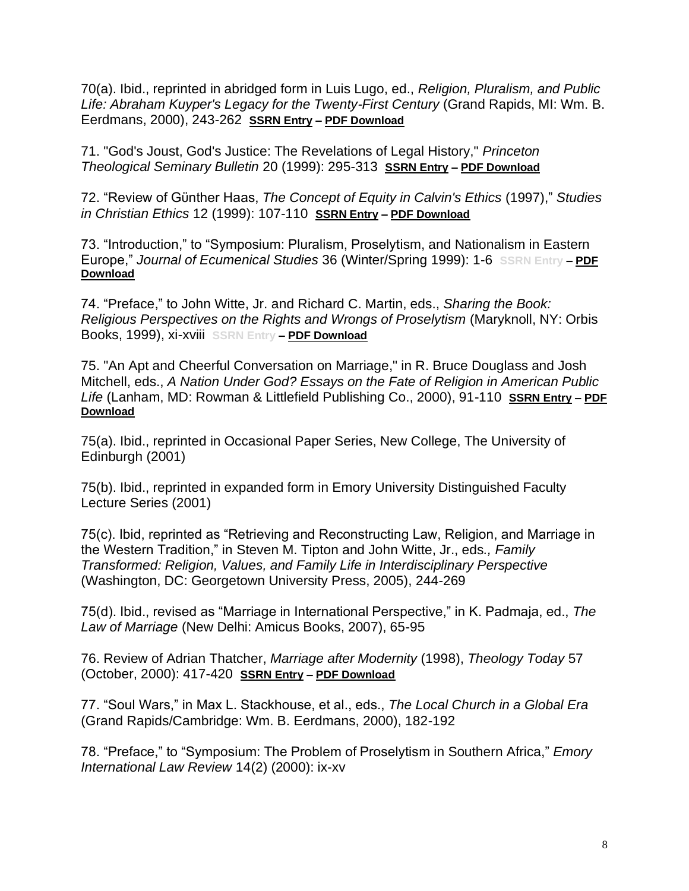70(a). Ibid., reprinted in abridged form in Luis Lugo, ed., *Religion, Pluralism, and Public Life: Abraham Kuyper's Legacy for the Twenty-First Century* (Grand Rapids, MI: Wm. B. Eerdmans, 2000), 243-262 **SSRN Entry – PDF Download**

71. "God's Joust, God's Justice: The Revelations of Legal History," *Princeton Theological Seminary Bulletin* 20 (1999): 295-313 **SSRN Entry – PDF Download**

72. "Review of Günther Haas, *The Concept of Equity in Calvin's Ethics* (1997)," *Studies in Christian Ethics* 12 (1999): 107-110 **SSRN Entry – PDF Download**

73. "Introduction," to "Symposium: Pluralism, Proselytism, and Nationalism in Eastern Europe," *Journal of Ecumenical Studies* 36 (Winter/Spring 1999): 1-6 **SSRN Entry – PDF Download**

74. "Preface," to John Witte, Jr. and Richard C. Martin, eds., *Sharing the Book: Religious Perspectives on the Rights and Wrongs of Proselytism* (Maryknoll, NY: Orbis Books, 1999), xi-xviii **SSRN Entry – PDF Download**

75. "An Apt and Cheerful Conversation on Marriage," in R. Bruce Douglass and Josh Mitchell, eds., *A Nation Under God? Essays on the Fate of Religion in American Public Life* (Lanham, MD: Rowman & Littlefield Publishing Co., 2000), 91-110 **SSRN Entry – PDF Download**

75(a). Ibid., reprinted in Occasional Paper Series, New College, The University of Edinburgh (2001)

75(b). Ibid., reprinted in expanded form in Emory University Distinguished Faculty Lecture Series (2001)

75(c). Ibid, reprinted as "Retrieving and Reconstructing Law, Religion, and Marriage in the Western Tradition," in Steven M. Tipton and John Witte, Jr., eds*., Family Transformed: Religion, Values, and Family Life in Interdisciplinary Perspective* (Washington, DC: Georgetown University Press, 2005), 244-269

75(d). Ibid., revised as "Marriage in International Perspective," in K. Padmaja, ed., *The Law of Marriage* (New Delhi: Amicus Books, 2007), 65-95

76. Review of Adrian Thatcher, *Marriage after Modernity* (1998), *Theology Today* 57 (October, 2000): 417-420 **SSRN Entry – PDF Download**

77. "Soul Wars," in Max L. Stackhouse, et al., eds., *The Local Church in a Global Era* (Grand Rapids/Cambridge: Wm. B. Eerdmans, 2000), 182-192

78. "Preface," to "Symposium: The Problem of Proselytism in Southern Africa," *Emory International Law Review* 14(2) (2000): ix-xv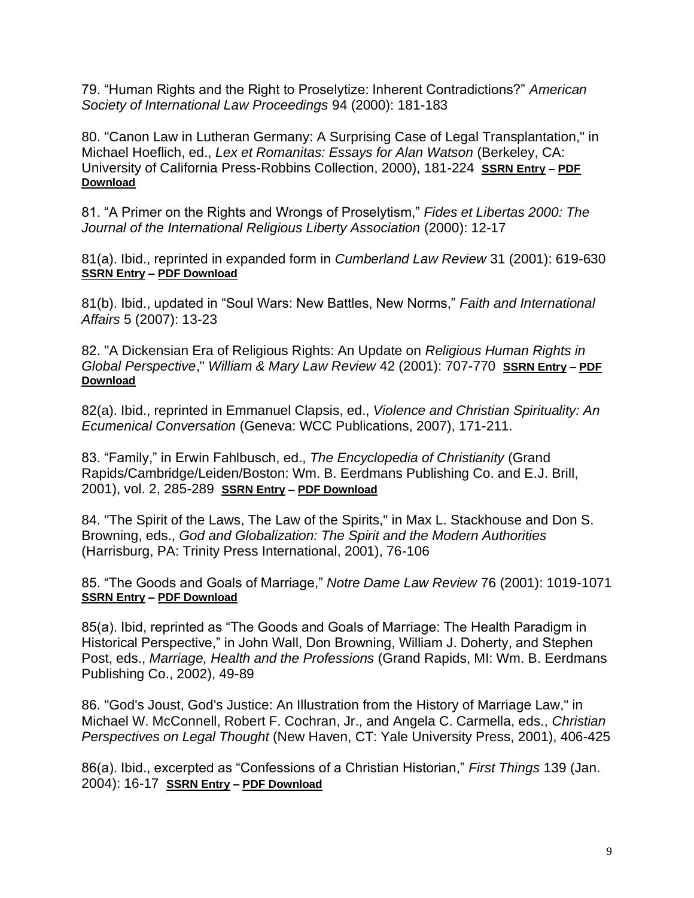79. “Human Rights and the Right to Proselytize: Inherent Contradictions?” *American Society of International Law Proceedings* 94 (2000): 181-183

80. "Canon Law in Lutheran Germany: A Surprising Case of Legal Transplantation," in Michael Hoeflich, ed., *Lex et Romanitas: Essays for Alan Watson* (Berkeley, CA: University of California Press-Robbins Collection, 2000), 181-224 **SSRN Entry – PDF Download**

81. “A Primer on the Rights and Wrongs of Proselytism,” *Fides et Libertas 2000: The Journal of the International Religious Liberty Association* (2000): 12-17

81(a). Ibid., reprinted in expanded form in *Cumberland Law Review* 31 (2001): 619-630 **SSRN Entry – PDF Download**

81(b). Ibid., updated in “Soul Wars: New Battles, New Norms,” *Faith and International Affairs* 5 (2007): 13-23

82. "A Dickensian Era of Religious Rights: An Update on *Religious Human Rights in Global Perspective*," *William & Mary Law Review* 42 (2001): 707-770 **SSRN Entry – PDF Download**

82(a). Ibid., reprinted in Emmanuel Clapsis, ed., *Violence and Christian Spirituality: An Ecumenical Conversation* (Geneva: WCC Publications, 2007), 171-211.

83. “Family,” in Erwin Fahlbusch, ed., *The Encyclopedia of Christianity* (Grand Rapids/Cambridge/Leiden/Boston: Wm. B. Eerdmans Publishing Co. and E.J. Brill, 2001), vol. 2, 285-289 **SSRN Entry – PDF Download**

84. "The Spirit of the Laws, The Law of the Spirits," in Max L. Stackhouse and Don S. Browning, eds., *God and Globalization: The Spirit and the Modern Authorities* (Harrisburg, PA: Trinity Press International, 2001), 76-106

85. “The Goods and Goals of Marriage,” *Notre Dame Law Review* 76 (2001): 1019-1071 **SSRN Entry – PDF Download**

85(a). Ibid, reprinted as “The Goods and Goals of Marriage: The Health Paradigm in Historical Perspective,” in John Wall, Don Browning, William J. Doherty, and Stephen Post, eds., *Marriage, Health and the Professions* (Grand Rapids, MI: Wm. B. Eerdmans Publishing Co., 2002), 49-89

86. "God's Joust, God's Justice: An Illustration from the History of Marriage Law," in Michael W. McConnell, Robert F. Cochran, Jr., and Angela C. Carmella, eds., *Christian Perspectives on Legal Thought* (New Haven, CT: Yale University Press, 2001), 406-425

86(a). Ibid., excerpted as “Confessions of a Christian Historian,” *First Things* 139 (Jan. 2004): 16-17 **SSRN Entry – PDF Download**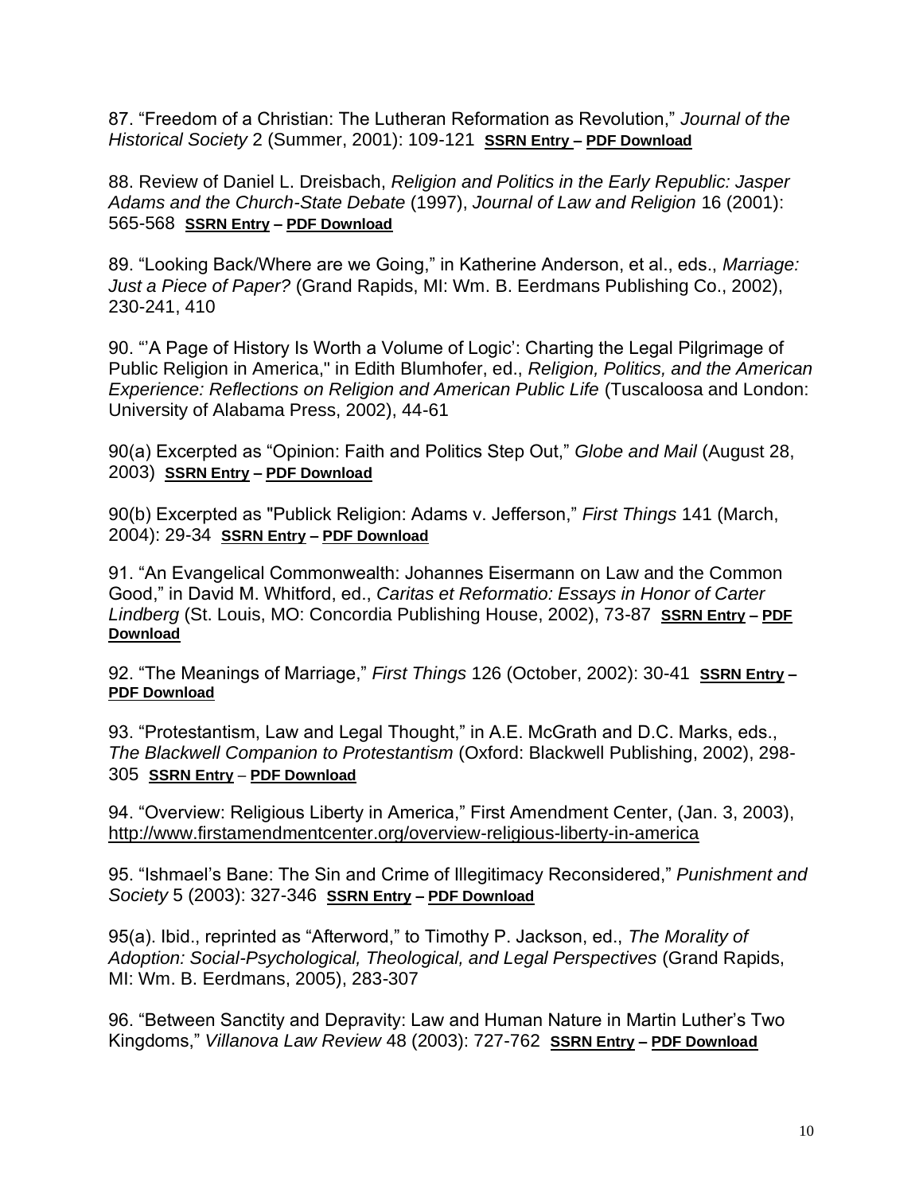87. "Freedom of a Christian: The Lutheran Reformation as Revolution," *Journal of the Historical Society* 2 (Summer, 2001): 109-121 **SSRN Entry – PDF Download**

88. Review of Daniel L. Dreisbach, *Religion and Politics in the Early Republic: Jasper Adams and the Church-State Debate* (1997), *Journal of Law and Religion* 16 (2001): 565-568 **SSRN Entry – PDF Download**

89. "Looking Back/Where are we Going," in Katherine Anderson, et al., eds., *Marriage: Just a Piece of Paper?* (Grand Rapids, MI: Wm. B. Eerdmans Publishing Co., 2002), 230-241, 410

90. "'A Page of History Is Worth a Volume of Logic': Charting the Legal Pilgrimage of Public Religion in America," in Edith Blumhofer, ed., *Religion, Politics, and the American Experience: Reflections on Religion and American Public Life* (Tuscaloosa and London: University of Alabama Press, 2002), 44-61

90(a) Excerpted as "Opinion: Faith and Politics Step Out," *Globe and Mail* (August 28, 2003) **SSRN Entry – PDF Download**

90(b) Excerpted as "Publick Religion: Adams v. Jefferson," *First Things* 141 (March, 2004): 29-34 **SSRN Entry – PDF Download**

91. "An Evangelical Commonwealth: Johannes Eisermann on Law and the Common Good," in David M. Whitford, ed., *Caritas et Reformatio: Essays in Honor of Carter Lindberg* (St. Louis, MO: Concordia Publishing House, 2002), 73-87 **SSRN Entry – PDF Download**

92. "The Meanings of Marriage," *First Things* 126 (October, 2002): 30-41 **SSRN Entry – PDF Download**

93. "Protestantism, Law and Legal Thought," in A.E. McGrath and D.C. Marks, eds., *The Blackwell Companion to Protestantism* (Oxford: Blackwell Publishing, 2002), 298-305 **SSRN Entry – PDF Download**

94. "Overview: Religious Liberty in America," First Amendment Center, (Jan. 3, 2003), http://www.firstamendmentcenter.org/overview-religious-liberty-in-america

95. "Ishmael's Bane: The Sin and Crime of Illegitimacy Reconsidered," *Punishment and Society* 5 (2003): 327-346 **SSRN Entry – PDF Download**

95(a). Ibid., reprinted as "Afterword," to Timothy P. Jackson, ed., *The Morality of Adoption: Social-Psychological, Theological, and Legal Perspectives* (Grand Rapids, MI: Wm. B. Eerdmans, 2005), 283-307

96. "Between Sanctity and Depravity: Law and Human Nature in Martin Luther's Two Kingdoms," *Villanova Law Review* 48 (2003): 727-762 **SSRN Entry – PDF Download**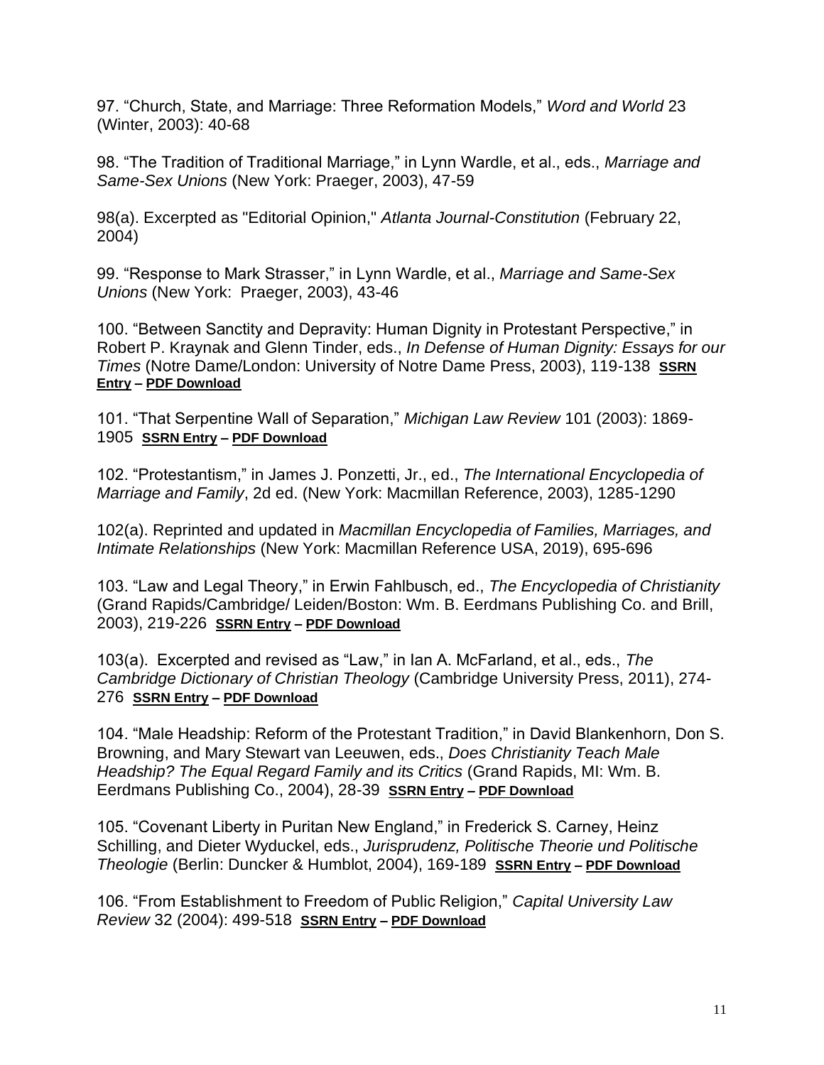97. "Church, State, and Marriage: Three Reformation Models," *Word and World* 23 (Winter, 2003): 40-68

98. "The Tradition of Traditional Marriage," in Lynn Wardle, et al., eds., *Marriage and Same-Sex Unions* (New York: Praeger, 2003), 47-59

98(a). Excerpted as "Editorial Opinion," *Atlanta Journal-Constitution* (February 22, 2004)

99. "Response to Mark Strasser," in Lynn Wardle, et al., *Marriage and Same-Sex Unions* (New York: Praeger, 2003), 43-46

100. "Between Sanctity and Depravity: Human Dignity in Protestant Perspective," in Robert P. Kraynak and Glenn Tinder, eds., *In Defense of Human Dignity: Essays for our Times* (Notre Dame/London: University of Notre Dame Press, 2003), 119-138 **SSRN Entry – PDF Download**

101. "That Serpentine Wall of Separation," *Michigan Law Review* 101 (2003): 1869-1905 **SSRN Entry – PDF Download**

102. "Protestantism," in James J. Ponzetti, Jr., ed., *The International Encyclopedia of Marriage and Family*, 2d ed. (New York: Macmillan Reference, 2003), 1285-1290

102(a). Reprinted and updated in *Macmillan Encyclopedia of Families, Marriages, and Intimate Relationships* (New York: Macmillan Reference USA, 2019), 695-696

103. "Law and Legal Theory," in Erwin Fahlbusch, ed., *The Encyclopedia of Christianity* (Grand Rapids/Cambridge/ Leiden/Boston: Wm. B. Eerdmans Publishing Co. and Brill, 2003), 219-226 **SSRN Entry – PDF Download**

103(a). Excerpted and revised as "Law," in Ian A. McFarland, et al., eds., *The Cambridge Dictionary of Christian Theology* (Cambridge University Press, 2011), 274-276 **SSRN Entry – PDF Download**

104. "Male Headship: Reform of the Protestant Tradition," in David Blankenhorn, Don S. Browning, and Mary Stewart van Leeuwen, eds., *Does Christianity Teach Male Headship? The Equal Regard Family and its Critics* (Grand Rapids, MI: Wm. B. Eerdmans Publishing Co., 2004), 28-39 **SSRN Entry – PDF Download**

105. "Covenant Liberty in Puritan New England," in Frederick S. Carney, Heinz Schilling, and Dieter Wyduckel, eds., *Jurisprudenz, Politische Theorie und Politische Theologie* (Berlin: Duncker & Humblot, 2004), 169-189 **SSRN Entry – PDF Download**

106. "From Establishment to Freedom of Public Religion," *Capital University Law Review* 32 (2004): 499-518 **SSRN Entry – PDF Download**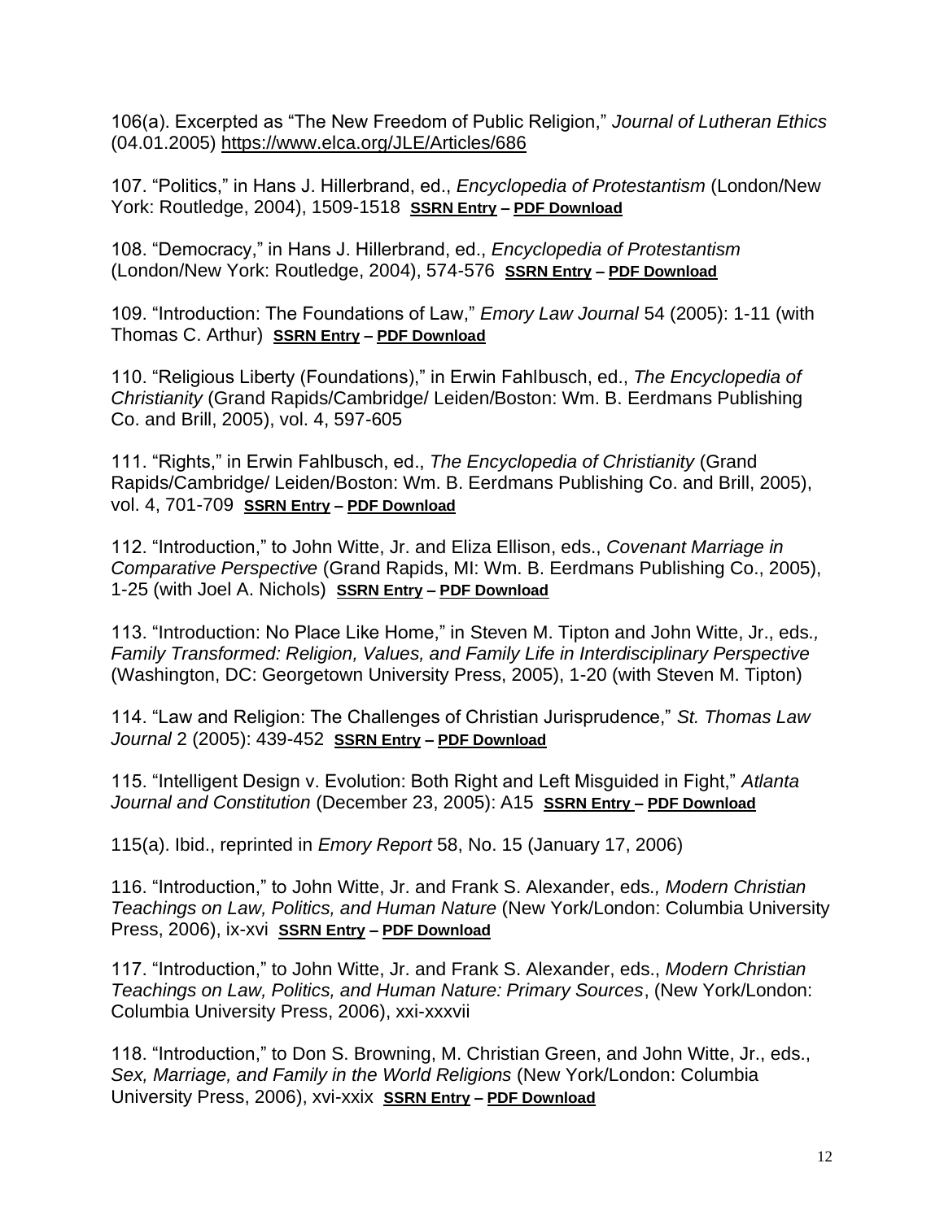106(a). Excerpted as “The New Freedom of Public Religion,” *Journal of Lutheran Ethics* (04.01.2005) https://www.elca.org/JLE/Articles/686

107. “Politics,” in Hans J. Hillerbrand, ed., *Encyclopedia of Protestantism* (London/New York: Routledge, 2004), 1509-1518 **SSRN Entry – PDF Download**

108. “Democracy,” in Hans J. Hillerbrand, ed., *Encyclopedia of Protestantism* (London/New York: Routledge, 2004), 574-576 **SSRN Entry – PDF Download**

109. “Introduction: The Foundations of Law,” *Emory Law Journal* 54 (2005): 1-11 (with Thomas C. Arthur) **SSRN Entry – PDF Download**

110. “Religious Liberty (Foundations),” in Erwin Fahlbusch, ed., *The Encyclopedia of Christianity* (Grand Rapids/Cambridge/ Leiden/Boston: Wm. B. Eerdmans Publishing Co. and Brill, 2005), vol. 4, 597-605

111. “Rights,” in Erwin Fahlbusch, ed., *The Encyclopedia of Christianity* (Grand Rapids/Cambridge/ Leiden/Boston: Wm. B. Eerdmans Publishing Co. and Brill, 2005), vol. 4, 701-709 **SSRN Entry – PDF Download**

112. “Introduction,” to John Witte, Jr. and Eliza Ellison, eds., *Covenant Marriage in Comparative Perspective* (Grand Rapids, MI: Wm. B. Eerdmans Publishing Co., 2005), 1-25 (with Joel A. Nichols) **SSRN Entry – PDF Download**

113. “Introduction: No Place Like Home,” in Steven M. Tipton and John Witte, Jr., eds*., Family Transformed: Religion, Values, and Family Life in Interdisciplinary Perspective* (Washington, DC: Georgetown University Press, 2005), 1-20 (with Steven M. Tipton)

114. “Law and Religion: The Challenges of Christian Jurisprudence,” *St. Thomas Law Journal* 2 (2005): 439-452 **SSRN Entry – PDF Download**

115. “Intelligent Design v. Evolution: Both Right and Left Misguided in Fight,” *Atlanta Journal and Constitution* (December 23, 2005): A15 **SSRN Entry – PDF Download**

115(a). Ibid., reprinted in *Emory Report* 58, No. 15 (January 17, 2006)

116. “Introduction,” to John Witte, Jr. and Frank S. Alexander, eds*., Modern Christian Teachings on Law, Politics, and Human Nature* (New York/London: Columbia University Press, 2006), ix-xvi **SSRN Entry – PDF Download**

117. “Introduction,” to John Witte, Jr. and Frank S. Alexander, eds., *Modern Christian Teachings on Law, Politics, and Human Nature: Primary Sources*, (New York/London: Columbia University Press, 2006), xxi-xxxvii

118. “Introduction,” to Don S. Browning, M. Christian Green, and John Witte, Jr., eds., *Sex, Marriage, and Family in the World Religions* (New York/London: Columbia University Press, 2006), xvi-xxix **SSRN Entry – PDF Download**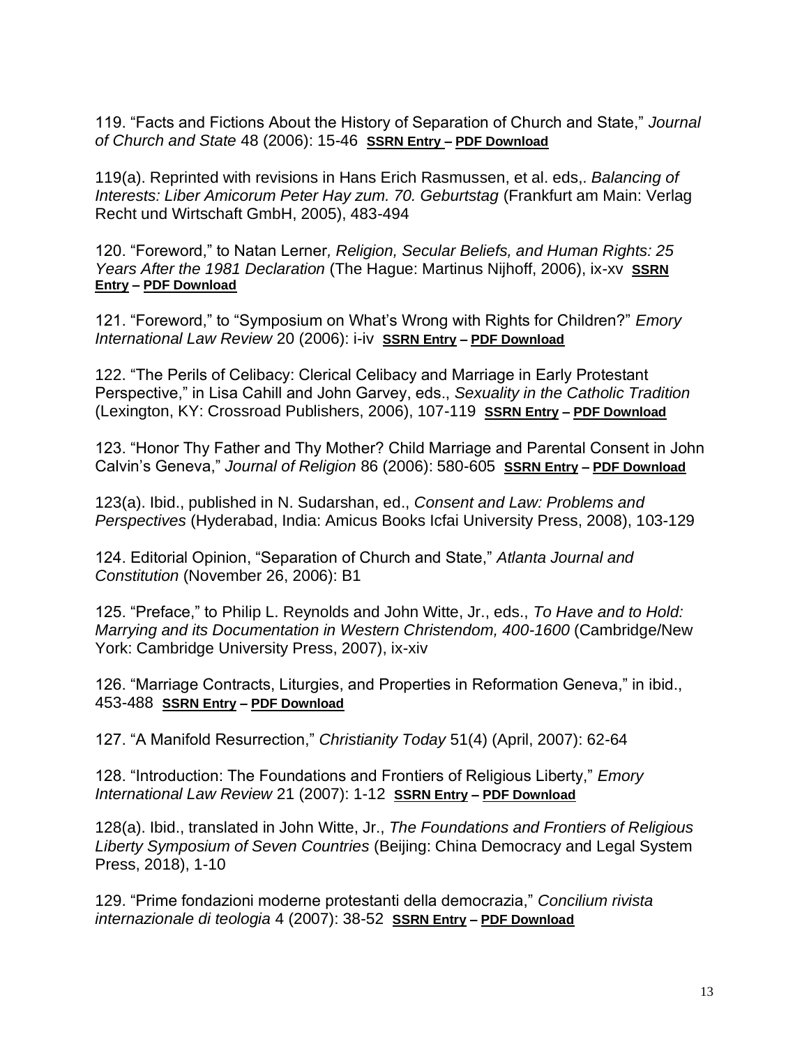119. “Facts and Fictions About the History of Separation of Church and State,” *Journal of Church and State* 48 (2006): 15-46 **SSRN Entry – PDF Download**

119(a). Reprinted with revisions in Hans Erich Rasmussen, et al. eds,. *Balancing of Interests: Liber Amicorum Peter Hay zum. 70. Geburtstag* (Frankfurt am Main: Verlag Recht und Wirtschaft GmbH, 2005), 483-494

120. “Foreword,” to Natan Lerner*, Religion, Secular Beliefs, and Human Rights: 25 Years After the 1981 Declaration* (The Hague: Martinus Nijhoff, 2006), ix-xv **SSRN Entry – PDF Download**

121. “Foreword,” to “Symposium on What’s Wrong with Rights for Children?” *Emory International Law Review* 20 (2006): i-iv **SSRN Entry – PDF Download**

122. “The Perils of Celibacy: Clerical Celibacy and Marriage in Early Protestant Perspective,” in Lisa Cahill and John Garvey, eds., *Sexuality in the Catholic Tradition* (Lexington, KY: Crossroad Publishers, 2006), 107-119 **SSRN Entry – PDF Download**

123. “Honor Thy Father and Thy Mother? Child Marriage and Parental Consent in John Calvin’s Geneva,” *Journal of Religion* 86 (2006): 580-605 **SSRN Entry – PDF Download**

123(a). Ibid., published in N. Sudarshan, ed., *Consent and Law: Problems and Perspectives* (Hyderabad, India: Amicus Books Icfai University Press, 2008), 103-129

124. Editorial Opinion, “Separation of Church and State,” *Atlanta Journal and Constitution* (November 26, 2006): B1

125. “Preface,” to Philip L. Reynolds and John Witte, Jr., eds., *To Have and to Hold: Marrying and its Documentation in Western Christendom, 400-1600* (Cambridge/New York: Cambridge University Press, 2007), ix-xiv

126. “Marriage Contracts, Liturgies, and Properties in Reformation Geneva,” in ibid., 453-488 **SSRN Entry – PDF Download**

127. “A Manifold Resurrection,” *Christianity Today* 51(4) (April, 2007): 62-64

128. “Introduction: The Foundations and Frontiers of Religious Liberty,” *Emory International Law Review* 21 (2007): 1-12 **SSRN Entry – PDF Download**

128(a). Ibid., translated in John Witte, Jr., *The Foundations and Frontiers of Religious Liberty Symposium of Seven Countries* (Beijing: China Democracy and Legal System Press, 2018), 1-10

129. “Prime fondazioni moderne protestanti della democrazia,” *Concilium rivista internazionale di teologia* 4 (2007): 38-52 **SSRN Entry – PDF Download**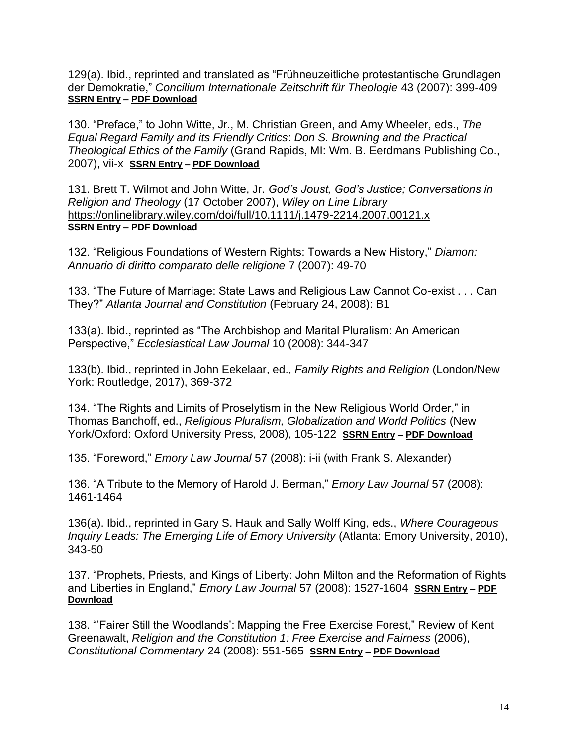129(a). Ibid., reprinted and translated as "Frühneuzeitliche protestantische Grundlagen der Demokratie," *Concilium Internationale Zeitschrift für Theologie* 43 (2007): 399-409 **SSRN Entry – PDF Download**

130. "Preface," to John Witte, Jr., M. Christian Green, and Amy Wheeler, eds., *The Equal Regard Family and its Friendly Critics*: *Don S. Browning and the Practical Theological Ethics of the Family* (Grand Rapids, MI: Wm. B. Eerdmans Publishing Co., 2007), vii-x **SSRN Entry – PDF Download**

131. Brett T. Wilmot and John Witte, Jr. *God's Joust, God's Justice; Conversations in Religion and Theology* (17 October 2007), *Wiley on Line Library* https://onlinelibrary.wiley.com/doi/full/10.1111/j.1479-2214.2007.00121.x **SSRN Entry – PDF Download**

132. "Religious Foundations of Western Rights: Towards a New History," *Diamon: Annuario di diritto comparato delle religione* 7 (2007): 49-70

133. "The Future of Marriage: State Laws and Religious Law Cannot Co-exist . . . Can They?" *Atlanta Journal and Constitution* (February 24, 2008): B1

133(a). Ibid., reprinted as "The Archbishop and Marital Pluralism: An American Perspective," *Ecclesiastical Law Journal* 10 (2008): 344-347

133(b). Ibid., reprinted in John Eekelaar, ed., *Family Rights and Religion* (London/New York: Routledge, 2017), 369-372

134. "The Rights and Limits of Proselytism in the New Religious World Order," in Thomas Banchoff, ed., *Religious Pluralism, Globalization and World Politics* (New York/Oxford: Oxford University Press, 2008), 105-122 **SSRN Entry – PDF Download**

135. "Foreword," *Emory Law Journal* 57 (2008): i-ii (with Frank S. Alexander)

136. "A Tribute to the Memory of Harold J. Berman," *Emory Law Journal* 57 (2008): 1461-1464

136(a). Ibid., reprinted in Gary S. Hauk and Sally Wolff King, eds., *Where Courageous Inquiry Leads: The Emerging Life of Emory University* (Atlanta: Emory University, 2010), 343-50

137. "Prophets, Priests, and Kings of Liberty: John Milton and the Reformation of Rights and Liberties in England," *Emory Law Journal* 57 (2008): 1527-1604 **SSRN Entry – PDF Download**

138. "'Fairer Still the Woodlands': Mapping the Free Exercise Forest," Review of Kent Greenawalt, *Religion and the Constitution 1: Free Exercise and Fairness* (2006), *Constitutional Commentary* 24 (2008): 551-565 **SSRN Entry – PDF Download**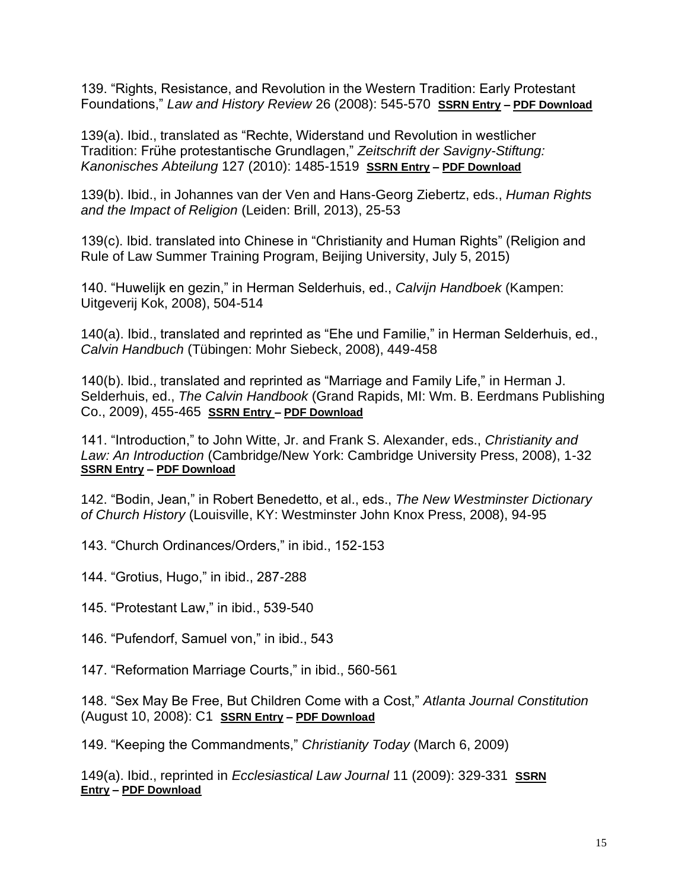139. "Rights, Resistance, and Revolution in the Western Tradition: Early Protestant Foundations," *Law and History Review* 26 (2008): 545-570 **SSRN Entry – PDF Download**

139(a). Ibid., translated as "Rechte, Widerstand und Revolution in westlicher Tradition: Frühe protestantische Grundlagen," *Zeitschrift der Savigny-Stiftung: Kanonisches Abteilung* 127 (2010): 1485-1519 **SSRN Entry – PDF Download**

139(b). Ibid., in Johannes van der Ven and Hans-Georg Ziebertz, eds., *Human Rights and the Impact of Religion* (Leiden: Brill, 2013), 25-53

139(c). Ibid. translated into Chinese in "Christianity and Human Rights" (Religion and Rule of Law Summer Training Program, Beijing University, July 5, 2015)

140. "Huwelijk en gezin," in Herman Selderhuis, ed., *Calvijn Handboek* (Kampen: Uitgeverij Kok, 2008), 504-514

140(a). Ibid., translated and reprinted as "Ehe und Familie," in Herman Selderhuis, ed., *Calvin Handbuch* (Tübingen: Mohr Siebeck, 2008), 449-458

140(b). Ibid., translated and reprinted as "Marriage and Family Life," in Herman J. Selderhuis, ed., *The Calvin Handbook* (Grand Rapids, MI: Wm. B. Eerdmans Publishing Co., 2009), 455-465 **SSRN Entry – PDF Download**

141. "Introduction," to John Witte, Jr. and Frank S. Alexander, eds., *Christianity and Law: An Introduction* (Cambridge/New York: Cambridge University Press, 2008), 1-32 **SSRN Entry – PDF Download**

142. "Bodin, Jean," in Robert Benedetto, et al., eds., *The New Westminster Dictionary of Church History* (Louisville, KY: Westminster John Knox Press, 2008), 94-95

143. "Church Ordinances/Orders," in ibid., 152-153

144. "Grotius, Hugo," in ibid., 287-288

145. "Protestant Law," in ibid., 539-540

146. "Pufendorf, Samuel von," in ibid., 543

147. "Reformation Marriage Courts," in ibid., 560-561

148. "Sex May Be Free, But Children Come with a Cost," *Atlanta Journal Constitution* (August 10, 2008): C1 **SSRN Entry – PDF Download**

149. "Keeping the Commandments," *Christianity Today* (March 6, 2009)

149(a). Ibid., reprinted in *Ecclesiastical Law Journal* 11 (2009): 329-331 **SSRN Entry – PDF Download**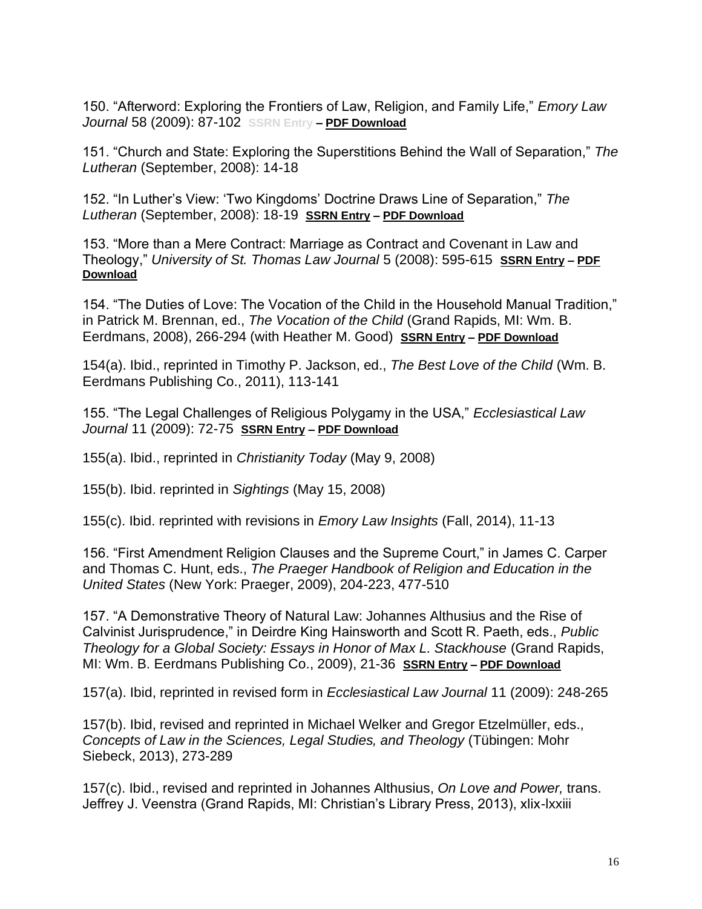150. "Afterword: Exploring the Frontiers of Law, Religion, and Family Life," *Emory Law Journal* 58 (2009): 87-102 SSRN Entry – **PDF Download**

151. "Church and State: Exploring the Superstitions Behind the Wall of Separation," *The Lutheran* (September, 2008): 14-18

152. "In Luther's View: 'Two Kingdoms' Doctrine Draws Line of Separation," *The Lutheran* (September, 2008): 18-19 **SSRN Entry – PDF Download**

153. "More than a Mere Contract: Marriage as Contract and Covenant in Law and Theology," *University of St. Thomas Law Journal* 5 (2008): 595-615 **SSRN Entry – PDF Download**

154. "The Duties of Love: The Vocation of the Child in the Household Manual Tradition," in Patrick M. Brennan, ed., *The Vocation of the Child* (Grand Rapids, MI: Wm. B. Eerdmans, 2008), 266-294 (with Heather M. Good) **SSRN Entry – PDF Download**

154(a). Ibid., reprinted in Timothy P. Jackson, ed., *The Best Love of the Child* (Wm. B. Eerdmans Publishing Co., 2011), 113-141

155. "The Legal Challenges of Religious Polygamy in the USA," *Ecclesiastical Law Journal* 11 (2009): 72-75 **SSRN Entry – PDF Download**

155(a). Ibid., reprinted in *Christianity Today* (May 9, 2008)

155(b). Ibid. reprinted in *Sightings* (May 15, 2008)

155(c). Ibid. reprinted with revisions in *Emory Law Insights* (Fall, 2014), 11-13

156. "First Amendment Religion Clauses and the Supreme Court," in James C. Carper and Thomas C. Hunt, eds., *The Praeger Handbook of Religion and Education in the United States* (New York: Praeger, 2009), 204-223, 477-510

157. "A Demonstrative Theory of Natural Law: Johannes Althusius and the Rise of Calvinist Jurisprudence," in Deirdre King Hainsworth and Scott R. Paeth, eds., *Public Theology for a Global Society: Essays in Honor of Max L. Stackhouse* (Grand Rapids, MI: Wm. B. Eerdmans Publishing Co., 2009), 21-36 **SSRN Entry – PDF Download**

157(a). Ibid, reprinted in revised form in *Ecclesiastical Law Journal* 11 (2009): 248-265

157(b). Ibid, revised and reprinted in Michael Welker and Gregor Etzelmüller, eds., *Concepts of Law in the Sciences, Legal Studies, and Theology* (Tübingen: Mohr Siebeck, 2013), 273-289

157(c). Ibid., revised and reprinted in Johannes Althusius, *On Love and Power,* trans. Jeffrey J. Veenstra (Grand Rapids, MI: Christian's Library Press, 2013), xlix-lxxiii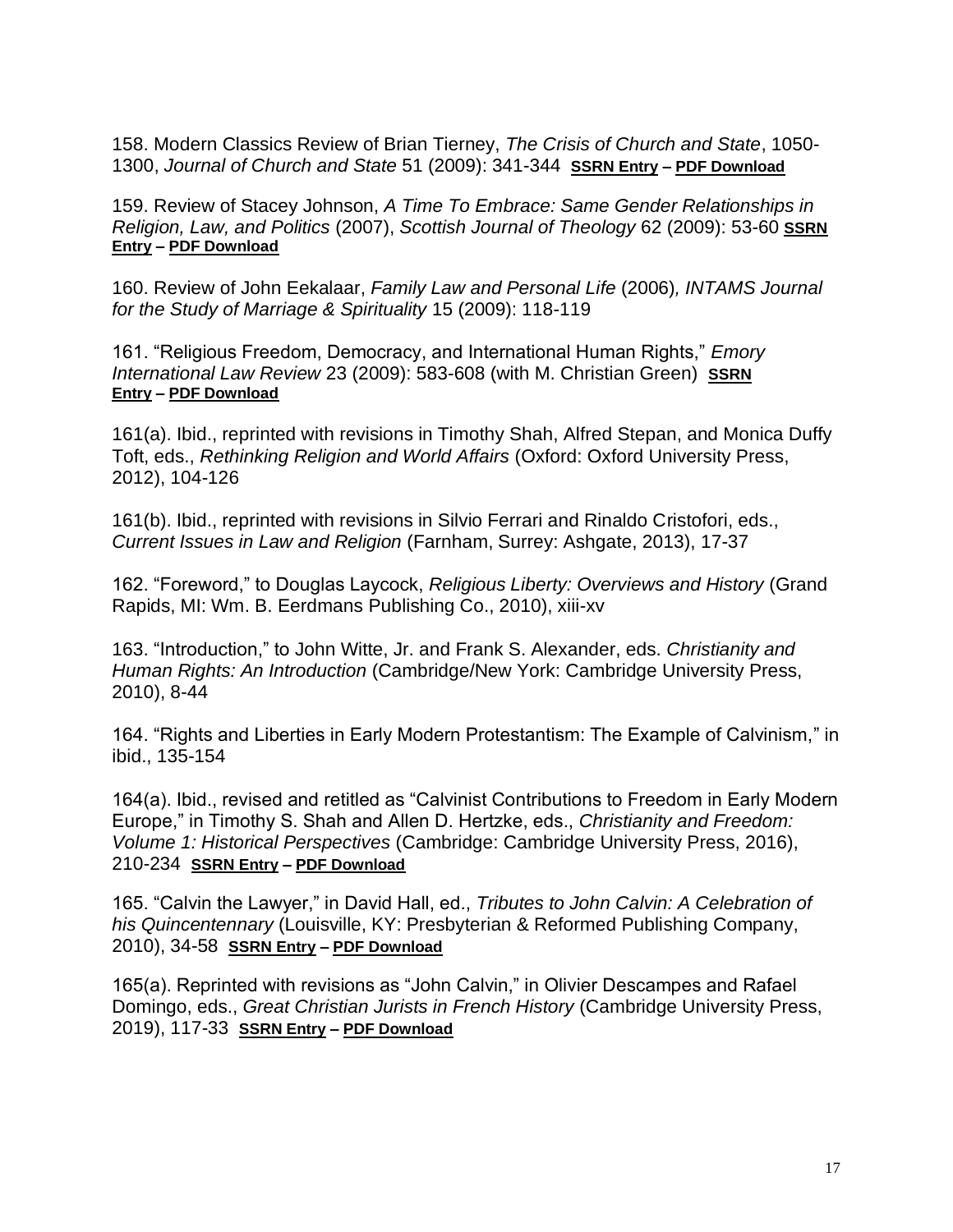158. Modern Classics Review of Brian Tierney, *The Crisis of Church and State*, 1050-1300, *Journal of Church and State* 51 (2009): 341-344 **SSRN Entry – PDF Download**

159. Review of Stacey Johnson, *A Time To Embrace: Same Gender Relationships in Religion, Law, and Politics* (2007), *Scottish Journal of Theology* 62 (2009): 53-60 **SSRN Entry – PDF Download**

160. Review of John Eekalaar, *Family Law and Personal Life* (2006)*, INTAMS Journal for the Study of Marriage & Spirituality* 15 (2009): 118-119

161. "Religious Freedom, Democracy, and International Human Rights," *Emory International Law Review* 23 (2009): 583-608 (with M. Christian Green) **SSRN Entry – PDF Download**

161(a). Ibid., reprinted with revisions in Timothy Shah, Alfred Stepan, and Monica Duffy Toft, eds., *Rethinking Religion and World Affairs* (Oxford: Oxford University Press, 2012), 104-126

161(b). Ibid., reprinted with revisions in Silvio Ferrari and Rinaldo Cristofori, eds., *Current Issues in Law and Religion* (Farnham, Surrey: Ashgate, 2013), 17-37

162. "Foreword," to Douglas Laycock, *Religious Liberty: Overviews and History* (Grand Rapids, MI: Wm. B. Eerdmans Publishing Co., 2010), xiii-xv

163. "Introduction," to John Witte, Jr. and Frank S. Alexander, eds. *Christianity and Human Rights: An Introduction* (Cambridge/New York: Cambridge University Press, 2010), 8-44

164. "Rights and Liberties in Early Modern Protestantism: The Example of Calvinism," in ibid., 135-154

164(a). Ibid., revised and retitled as "Calvinist Contributions to Freedom in Early Modern Europe," in Timothy S. Shah and Allen D. Hertzke, eds., *Christianity and Freedom: Volume 1: Historical Perspectives* (Cambridge: Cambridge University Press, 2016), 210-234 **SSRN Entry – PDF Download**

165. "Calvin the Lawyer," in David Hall, ed., *Tributes to John Calvin: A Celebration of his Quincentennary* (Louisville, KY: Presbyterian & Reformed Publishing Company, 2010), 34-58 **SSRN Entry – PDF Download**

165(a). Reprinted with revisions as "John Calvin," in Olivier Descampes and Rafael Domingo, eds., *Great Christian Jurists in French History* (Cambridge University Press, 2019), 117-33 **SSRN Entry – PDF Download**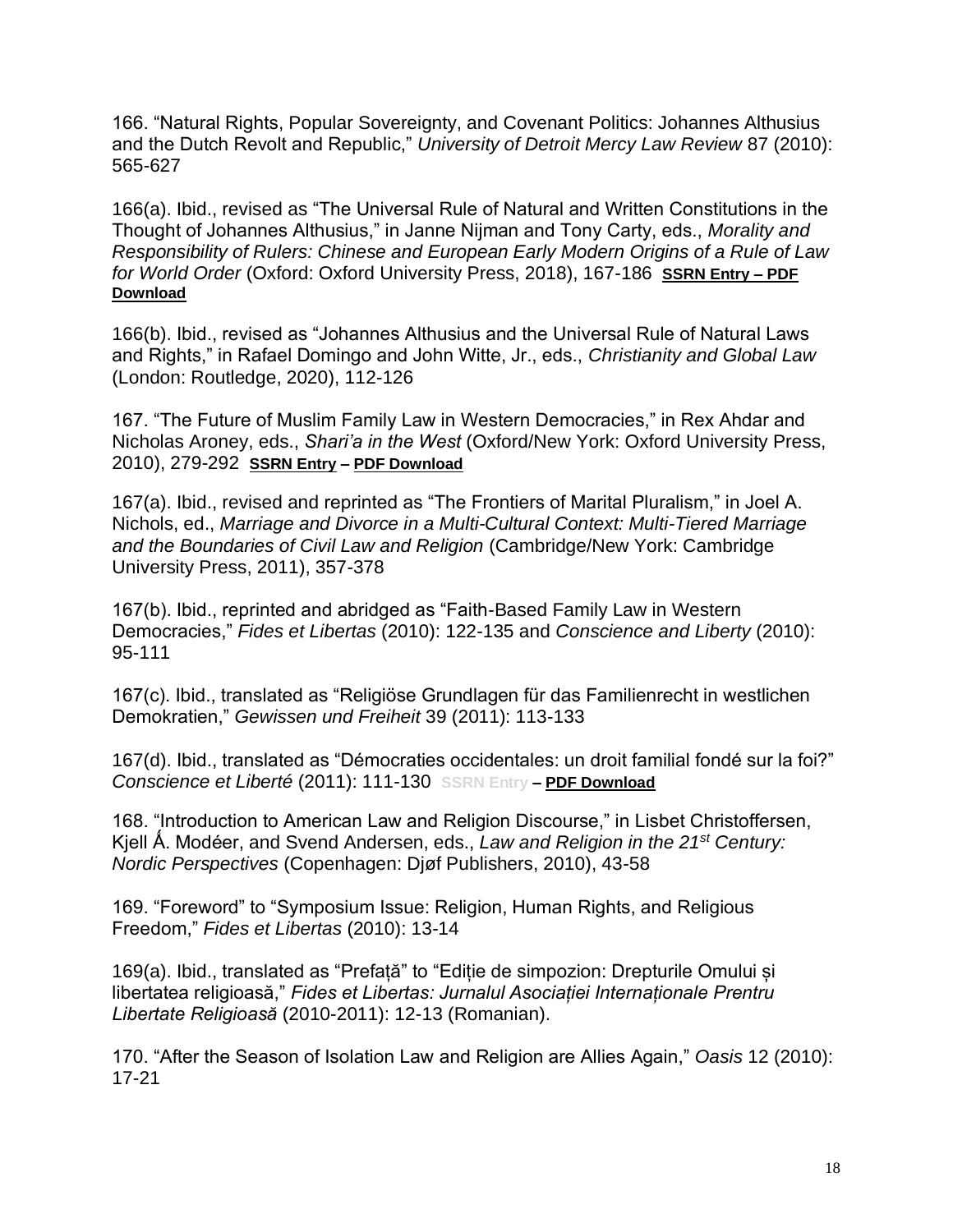166. "Natural Rights, Popular Sovereignty, and Covenant Politics: Johannes Althusius and the Dutch Revolt and Republic," *University of Detroit Mercy Law Review* 87 (2010): 565-627

166(a). Ibid., revised as "The Universal Rule of Natural and Written Constitutions in the Thought of Johannes Althusius," in Janne Nijman and Tony Carty, eds., *Morality and Responsibility of Rulers: Chinese and European Early Modern Origins of a Rule of Law for World Order* (Oxford: Oxford University Press, 2018), 167-186 **SSRN Entry – PDF Download**

166(b). Ibid., revised as "Johannes Althusius and the Universal Rule of Natural Laws and Rights," in Rafael Domingo and John Witte, Jr., eds., *Christianity and Global Law* (London: Routledge, 2020), 112-126

167. "The Future of Muslim Family Law in Western Democracies," in Rex Ahdar and Nicholas Aroney, eds., *Shari'a in the West* (Oxford/New York: Oxford University Press, 2010), 279-292 **SSRN Entry – PDF Download**

167(a). Ibid., revised and reprinted as "The Frontiers of Marital Pluralism," in Joel A. Nichols, ed., *Marriage and Divorce in a Multi-Cultural Context: Multi-Tiered Marriage and the Boundaries of Civil Law and Religion* (Cambridge/New York: Cambridge University Press, 2011), 357-378

167(b). Ibid., reprinted and abridged as "Faith-Based Family Law in Western Democracies," *Fides et Libertas* (2010): 122-135 and *Conscience and Liberty* (2010): 95-111

167(c). Ibid., translated as "Religiöse Grundlagen für das Familienrecht in westlichen Demokratien," *Gewissen und Freiheit* 39 (2011): 113-133

167(d). Ibid., translated as "Démocraties occidentales: un droit familial fondé sur la foi?" *Conscience et Liberté* (2011): 111-130 **SSRN Entry – PDF Download**

168. "Introduction to American Law and Religion Discourse," in Lisbet Christoffersen, Kjell Ǻ. Modéer, and Svend Andersen, eds., *Law and Religion in the 21st Century: Nordic Perspectives* (Copenhagen: Djøf Publishers, 2010), 43-58

169. "Foreword" to "Symposium Issue: Religion, Human Rights, and Religious Freedom," *Fides et Libertas* (2010): 13-14

169(a). Ibid., translated as "Prefață" to "Ediție de simpozion: Drepturile Omului și libertatea religioasă," *Fides et Libertas: Jurnalul Asociației Internaționale Prentru Libertate Religioasă* (2010-2011): 12-13 (Romanian).

170. "After the Season of Isolation Law and Religion are Allies Again," *Oasis* 12 (2010): 17-21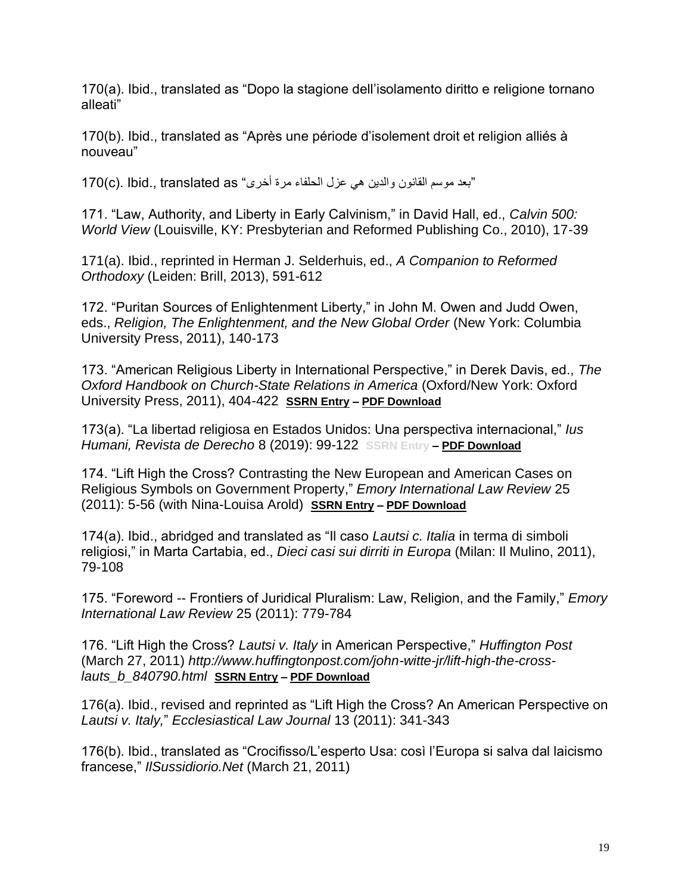170(a). Ibid., translated as “Dopo la stagione dell’isolamento diritto e religione tornano alleati”

170(b). Ibid., translated as “Après une période d’isolement droit et religion alliés à nouveau”

170(c). Ibid., translated as “بعد موسم القانون والدين هي عزل الحلفاء مرة أخرى”

171. “Law, Authority, and Liberty in Early Calvinism,” in David Hall, ed., *Calvin 500: World View* (Louisville, KY: Presbyterian and Reformed Publishing Co., 2010), 17-39

171(a). Ibid., reprinted in Herman J. Selderhuis, ed., *A Companion to Reformed Orthodoxy* (Leiden: Brill, 2013), 591-612

172. “Puritan Sources of Enlightenment Liberty,” in John M. Owen and Judd Owen, eds., *Religion, The Enlightenment, and the New Global Order* (New York: Columbia University Press, 2011), 140-173

173. “American Religious Liberty in International Perspective,” in Derek Davis, ed., *The Oxford Handbook on Church-State Relations in America* (Oxford/New York: Oxford University Press, 2011), 404-422 **SSRN Entry – PDF Download**

173(a). “La libertad religiosa en Estados Unidos: Una perspectiva internacional,” *Ius Humani, Revista de Derecho* 8 (2019): 99-122 **SSRN Entry – PDF Download**

174. “Lift High the Cross? Contrasting the New European and American Cases on Religious Symbols on Government Property,” *Emory International Law Review* 25 (2011): 5-56 (with Nina-Louisa Arold) **SSRN Entry – PDF Download**

174(a). Ibid., abridged and translated as “Il caso *Lautsi c. Italia* in terma di simboli religiosi,” in Marta Cartabia, ed., *Dieci casi sui dirriti in Europa* (Milan: Il Mulino, 2011), 79-108

175. “Foreword -- Frontiers of Juridical Pluralism: Law, Religion, and the Family,” *Emory International Law Review* 25 (2011): 779-784

176. “Lift High the Cross? *Lautsi v. Italy* in American Perspective,” *Huffington Post* (March 27, 2011) *http://www.huffingtonpost.com/john-witte-jr/lift-high-the-cross-lauts_b_840790.html* **SSRN Entry – PDF Download**

176(a). Ibid., revised and reprinted as “Lift High the Cross? An American Perspective on *Lautsi v. Italy,*” *Ecclesiastical Law Journal* 13 (2011): 341-343

176(b). Ibid., translated as “Crocifisso/L’esperto Usa: così l’Europa si salva dal laicismo francese,” *IlSussidiorio.Net* (March 21, 2011)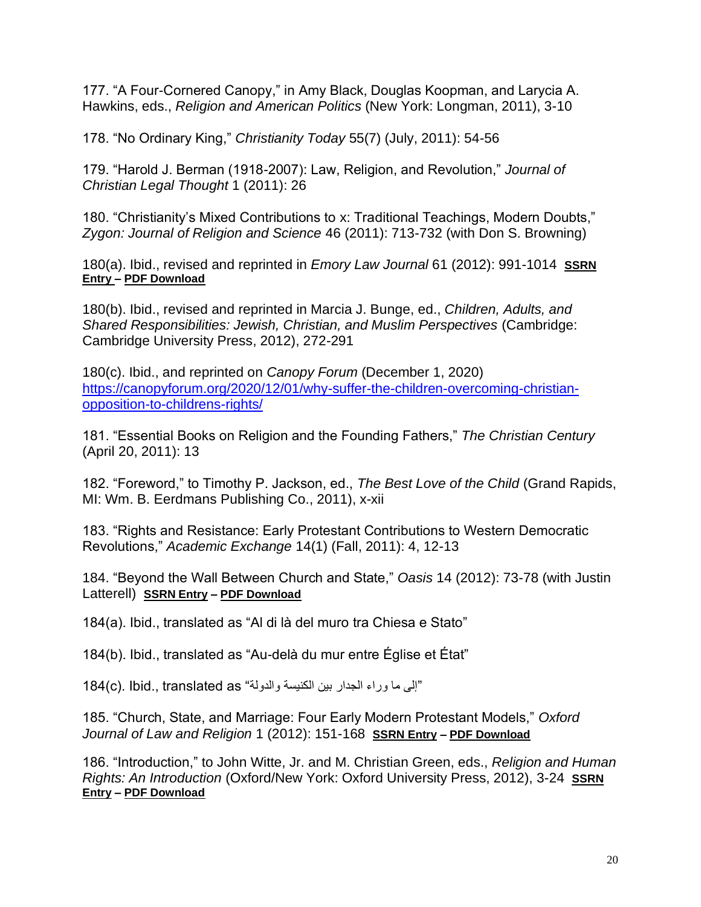177. "A Four-Cornered Canopy," in Amy Black, Douglas Koopman, and Larycia A. Hawkins, eds., *Religion and American Politics* (New York: Longman, 2011), 3-10

178. "No Ordinary King," *Christianity Today* 55(7) (July, 2011): 54-56

179. "Harold J. Berman (1918-2007): Law, Religion, and Revolution," *Journal of Christian Legal Thought* 1 (2011): 26

180. "Christianity's Mixed Contributions to x: Traditional Teachings, Modern Doubts," *Zygon: Journal of Religion and Science* 46 (2011): 713-732 (with Don S. Browning)

180(a). Ibid., revised and reprinted in *Emory Law Journal* 61 (2012): 991-1014 **SSRN Entry – PDF Download**

180(b). Ibid., revised and reprinted in Marcia J. Bunge, ed., *Children, Adults, and Shared Responsibilities: Jewish, Christian, and Muslim Perspectives* (Cambridge: Cambridge University Press, 2012), 272-291

180(c). Ibid., and reprinted on *Canopy Forum* (December 1, 2020) https://canopyforum.org/2020/12/01/why-suffer-the-children-overcoming-christian-opposition-to-childrens-rights/

181. "Essential Books on Religion and the Founding Fathers," *The Christian Century* (April 20, 2011): 13

182. "Foreword," to Timothy P. Jackson, ed., *The Best Love of the Child* (Grand Rapids, MI: Wm. B. Eerdmans Publishing Co., 2011), x-xii

183. "Rights and Resistance: Early Protestant Contributions to Western Democratic Revolutions," *Academic Exchange* 14(1) (Fall, 2011): 4, 12-13

184. "Beyond the Wall Between Church and State," *Oasis* 14 (2012): 73-78 (with Justin Latterell) **SSRN Entry – PDF Download**

184(a). Ibid., translated as "Al di là del muro tra Chiesa e Stato"

184(b). Ibid., translated as "Au-delà du mur entre Église et État"

184(c). Ibid., translated as "إلى ما وراء الجدار بين الكنيسة والدولة"

185. "Church, State, and Marriage: Four Early Modern Protestant Models," *Oxford Journal of Law and Religion* 1 (2012): 151-168 **SSRN Entry – PDF Download**

186. "Introduction," to John Witte, Jr. and M. Christian Green, eds., *Religion and Human Rights: An Introduction* (Oxford/New York: Oxford University Press, 2012), 3-24 **SSRN Entry – PDF Download**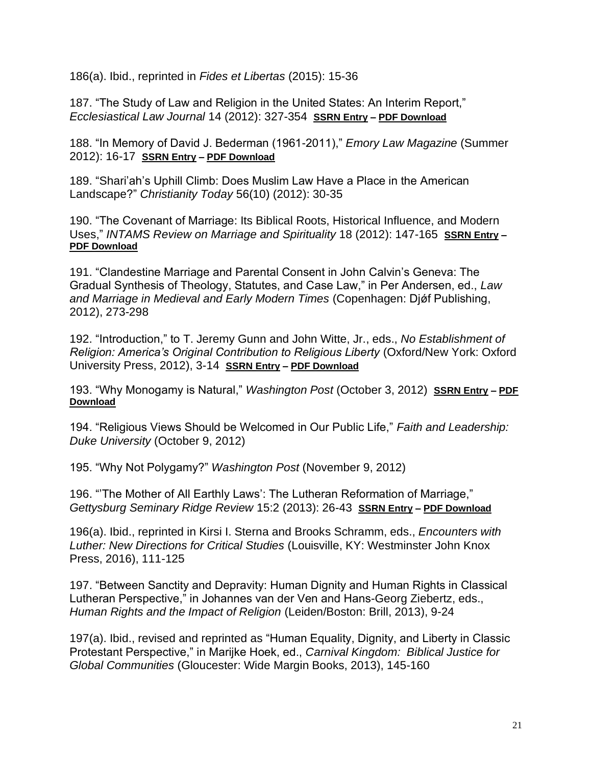186(a). Ibid., reprinted in *Fides et Libertas* (2015): 15-36

187. "The Study of Law and Religion in the United States: An Interim Report," *Ecclesiastical Law Journal* 14 (2012): 327-354 **SSRN Entry – PDF Download**

188. "In Memory of David J. Bederman (1961-2011)," *Emory Law Magazine* (Summer 2012): 16-17 **SSRN Entry – PDF Download**

189. "Shari'ah's Uphill Climb: Does Muslim Law Have a Place in the American Landscape?" *Christianity Today* 56(10) (2012): 30-35

190. "The Covenant of Marriage: Its Biblical Roots, Historical Influence, and Modern Uses," *INTAMS Review on Marriage and Spirituality* 18 (2012): 147-165 **SSRN Entry – PDF Download**

191. "Clandestine Marriage and Parental Consent in John Calvin's Geneva: The Gradual Synthesis of Theology, Statutes, and Case Law," in Per Andersen, ed., *Law and Marriage in Medieval and Early Modern Times* (Copenhagen: Djøf Publishing, 2012), 273-298

192. "Introduction," to T. Jeremy Gunn and John Witte, Jr., eds., *No Establishment of Religion: America's Original Contribution to Religious Liberty* (Oxford/New York: Oxford University Press, 2012), 3-14 **SSRN Entry – PDF Download**

193. "Why Monogamy is Natural," *Washington Post* (October 3, 2012) **SSRN Entry – PDF Download**

194. "Religious Views Should be Welcomed in Our Public Life," *Faith and Leadership: Duke University* (October 9, 2012)

195. "Why Not Polygamy?" *Washington Post* (November 9, 2012)

196. "'The Mother of All Earthly Laws': The Lutheran Reformation of Marriage," *Gettysburg Seminary Ridge Review* 15:2 (2013): 26-43 **SSRN Entry – PDF Download**

196(a). Ibid., reprinted in Kirsi I. Sterna and Brooks Schramm, eds., *Encounters with Luther: New Directions for Critical Studies* (Louisville, KY: Westminster John Knox Press, 2016), 111-125

197. "Between Sanctity and Depravity: Human Dignity and Human Rights in Classical Lutheran Perspective," in Johannes van der Ven and Hans-Georg Ziebertz, eds., *Human Rights and the Impact of Religion* (Leiden/Boston: Brill, 2013), 9-24

197(a). Ibid., revised and reprinted as "Human Equality, Dignity, and Liberty in Classic Protestant Perspective," in Marijke Hoek, ed., *Carnival Kingdom: Biblical Justice for Global Communities* (Gloucester: Wide Margin Books, 2013), 145-160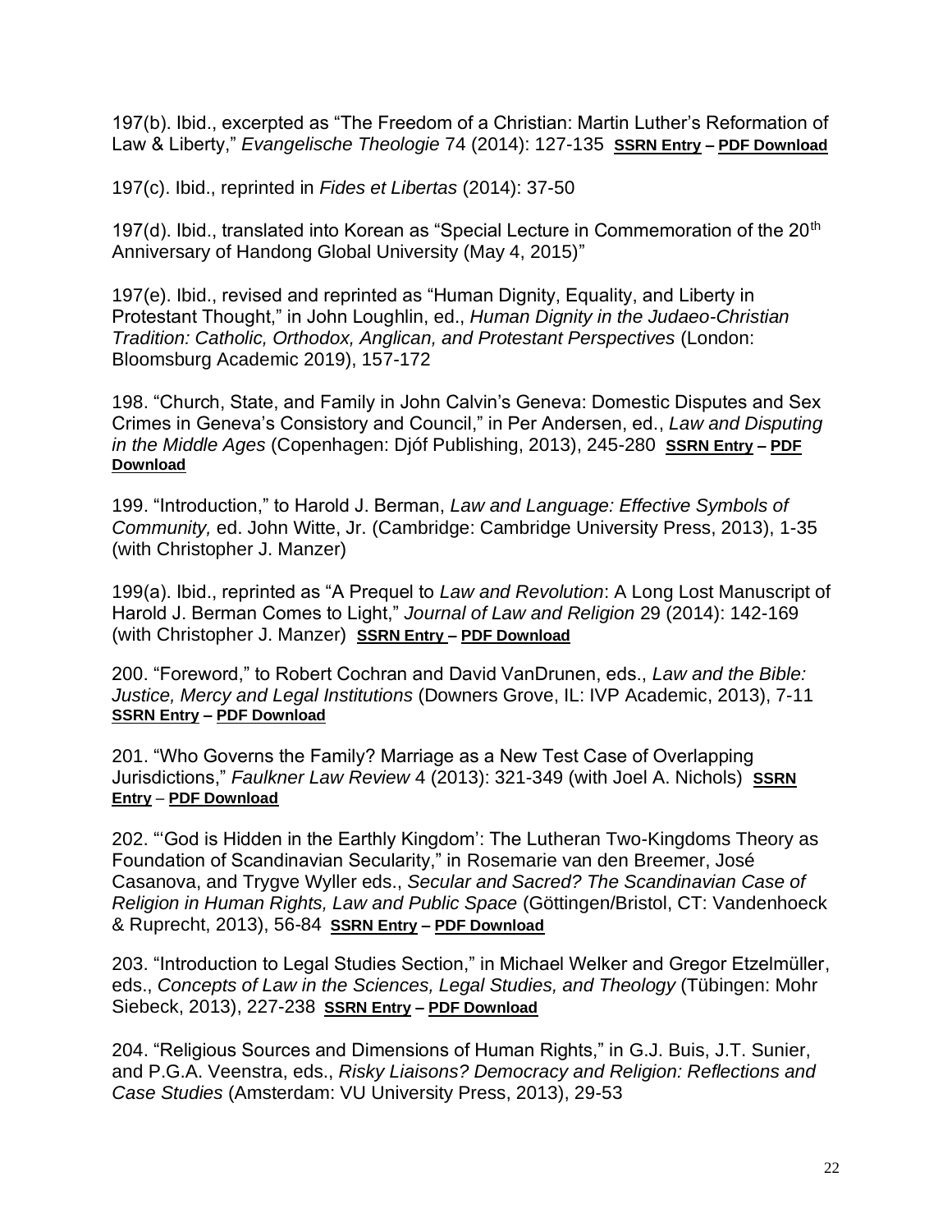197(b). Ibid., excerpted as "The Freedom of a Christian: Martin Luther's Reformation of Law & Liberty," *Evangelische Theologie* 74 (2014): 127-135 **SSRN Entry – PDF Download**

197(c). Ibid., reprinted in *Fides et Libertas* (2014): 37-50

197(d). Ibid., translated into Korean as "Special Lecture in Commemoration of the 20th Anniversary of Handong Global University (May 4, 2015)"

197(e). Ibid., revised and reprinted as "Human Dignity, Equality, and Liberty in Protestant Thought," in John Loughlin, ed., *Human Dignity in the Judaeo-Christian Tradition: Catholic, Orthodox, Anglican, and Protestant Perspectives* (London: Bloomsburg Academic 2019), 157-172

198. "Church, State, and Family in John Calvin's Geneva: Domestic Disputes and Sex Crimes in Geneva's Consistory and Council," in Per Andersen, ed., *Law and Disputing in the Middle Ages* (Copenhagen: Djóf Publishing, 2013), 245-280 **SSRN Entry – PDF Download**

199. "Introduction," to Harold J. Berman, *Law and Language: Effective Symbols of Community,* ed. John Witte, Jr. (Cambridge: Cambridge University Press, 2013), 1-35 (with Christopher J. Manzer)

199(a). Ibid., reprinted as "A Prequel to *Law and Revolution*: A Long Lost Manuscript of Harold J. Berman Comes to Light," *Journal of Law and Religion* 29 (2014): 142-169 (with Christopher J. Manzer) **SSRN Entry – PDF Download**

200. "Foreword," to Robert Cochran and David VanDrunen, eds., *Law and the Bible: Justice, Mercy and Legal Institutions* (Downers Grove, IL: IVP Academic, 2013), 7-11 **SSRN Entry – PDF Download**

201. "Who Governs the Family? Marriage as a New Test Case of Overlapping Jurisdictions," *Faulkner Law Review* 4 (2013): 321-349 (with Joel A. Nichols) **SSRN Entry – PDF Download**

202. "'God is Hidden in the Earthly Kingdom': The Lutheran Two-Kingdoms Theory as Foundation of Scandinavian Secularity," in Rosemarie van den Breemer, José Casanova, and Trygve Wyller eds., *Secular and Sacred? The Scandinavian Case of Religion in Human Rights, Law and Public Space* (Göttingen/Bristol, CT: Vandenhoeck & Ruprecht, 2013), 56-84 **SSRN Entry – PDF Download**

203. "Introduction to Legal Studies Section," in Michael Welker and Gregor Etzelmüller, eds., *Concepts of Law in the Sciences, Legal Studies, and Theology* (Tübingen: Mohr Siebeck, 2013), 227-238 **SSRN Entry – PDF Download**

204. "Religious Sources and Dimensions of Human Rights," in G.J. Buis, J.T. Sunier, and P.G.A. Veenstra, eds., *Risky Liaisons? Democracy and Religion: Reflections and Case Studies* (Amsterdam: VU University Press, 2013), 29-53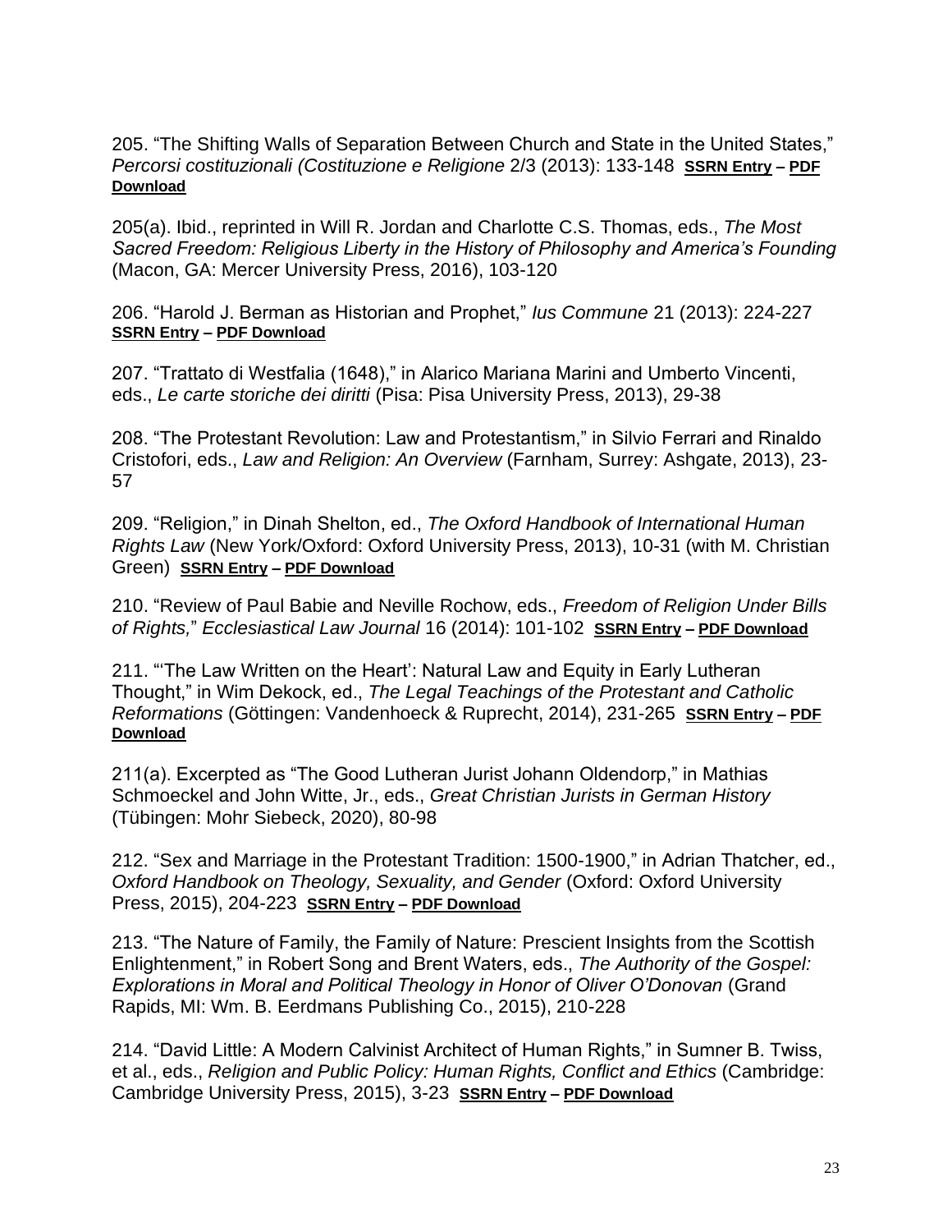205. "The Shifting Walls of Separation Between Church and State in the United States," *Percorsi costituzionali (Costituzione e Religione* 2/3 (2013): 133-148 **SSRN Entry – PDF Download**

205(a). Ibid., reprinted in Will R. Jordan and Charlotte C.S. Thomas, eds., *The Most Sacred Freedom: Religious Liberty in the History of Philosophy and America's Founding* (Macon, GA: Mercer University Press, 2016), 103-120

206. "Harold J. Berman as Historian and Prophet," *Ius Commune* 21 (2013): 224-227 **SSRN Entry – PDF Download**

207. "Trattato di Westfalia (1648)," in Alarico Mariana Marini and Umberto Vincenti, eds., *Le carte storiche dei diritti* (Pisa: Pisa University Press, 2013), 29-38

208. "The Protestant Revolution: Law and Protestantism," in Silvio Ferrari and Rinaldo Cristofori, eds., *Law and Religion: An Overview* (Farnham, Surrey: Ashgate, 2013), 23-57

209. "Religion," in Dinah Shelton, ed., *The Oxford Handbook of International Human Rights Law* (New York/Oxford: Oxford University Press, 2013), 10-31 (with M. Christian Green) **SSRN Entry – PDF Download**

210. "Review of Paul Babie and Neville Rochow, eds., *Freedom of Religion Under Bills of Rights,*" *Ecclesiastical Law Journal* 16 (2014): 101-102 **SSRN Entry – PDF Download**

211. "'The Law Written on the Heart': Natural Law and Equity in Early Lutheran Thought," in Wim Dekock, ed., *The Legal Teachings of the Protestant and Catholic Reformations* (Göttingen: Vandenhoeck & Ruprecht, 2014), 231-265 **SSRN Entry – PDF Download**

211(a). Excerpted as "The Good Lutheran Jurist Johann Oldendorp," in Mathias Schmoeckel and John Witte, Jr., eds., *Great Christian Jurists in German History* (Tübingen: Mohr Siebeck, 2020), 80-98

212. "Sex and Marriage in the Protestant Tradition: 1500-1900," in Adrian Thatcher, ed., *Oxford Handbook on Theology, Sexuality, and Gender* (Oxford: Oxford University Press, 2015), 204-223 **SSRN Entry – PDF Download**

213. "The Nature of Family, the Family of Nature: Prescient Insights from the Scottish Enlightenment," in Robert Song and Brent Waters, eds., *The Authority of the Gospel: Explorations in Moral and Political Theology in Honor of Oliver O'Donovan* (Grand Rapids, MI: Wm. B. Eerdmans Publishing Co., 2015), 210-228

214. "David Little: A Modern Calvinist Architect of Human Rights," in Sumner B. Twiss, et al., eds., *Religion and Public Policy: Human Rights, Conflict and Ethics* (Cambridge: Cambridge University Press, 2015), 3-23 **SSRN Entry – PDF Download**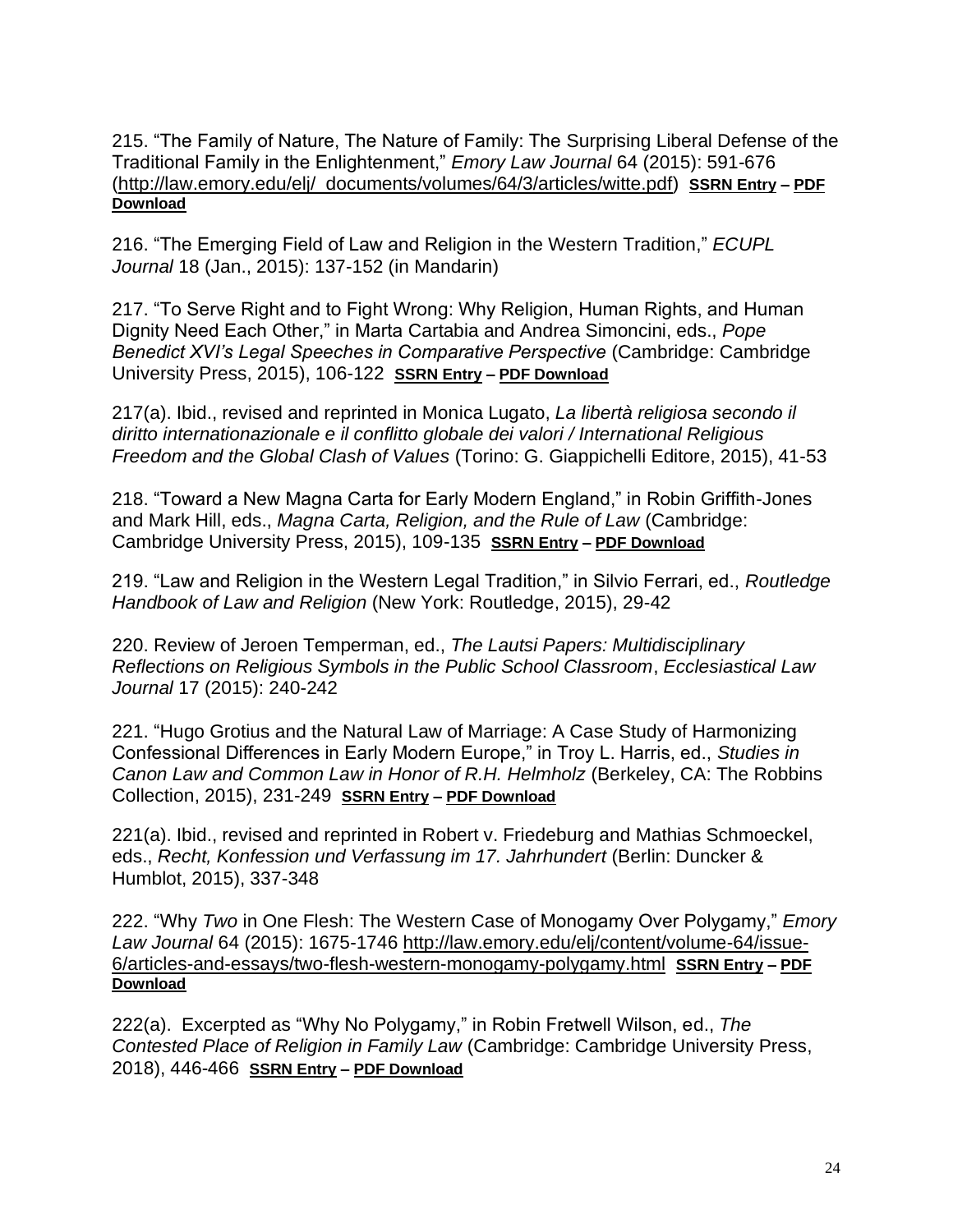215. “The Family of Nature, The Nature of Family: The Surprising Liberal Defense of the Traditional Family in the Enlightenment,” *Emory Law Journal* 64 (2015): 591-676 (http://law.emory.edu/elj/_documents/volumes/64/3/articles/witte.pdf) **SSRN Entry – PDF Download**

216. “The Emerging Field of Law and Religion in the Western Tradition,” *ECUPL Journal* 18 (Jan., 2015): 137-152 (in Mandarin)

217. “To Serve Right and to Fight Wrong: Why Religion, Human Rights, and Human Dignity Need Each Other,” in Marta Cartabia and Andrea Simoncini, eds., *Pope Benedict XVI’s Legal Speeches in Comparative Perspective* (Cambridge: Cambridge University Press, 2015), 106-122 **SSRN Entry – PDF Download**

217(a). Ibid., revised and reprinted in Monica Lugato, *La libertà religiosa secondo il diritto internationazionale e il conflitto globale dei valori / International Religious Freedom and the Global Clash of Values* (Torino: G. Giappichelli Editore, 2015), 41-53

218. “Toward a New Magna Carta for Early Modern England,” in Robin Griffith-Jones and Mark Hill, eds., *Magna Carta, Religion, and the Rule of Law* (Cambridge: Cambridge University Press, 2015), 109-135 **SSRN Entry – PDF Download**

219. “Law and Religion in the Western Legal Tradition,” in Silvio Ferrari, ed., *Routledge Handbook of Law and Religion* (New York: Routledge, 2015), 29-42

220. Review of Jeroen Temperman, ed., *The Lautsi Papers: Multidisciplinary Reflections on Religious Symbols in the Public School Classroom*, *Ecclesiastical Law Journal* 17 (2015): 240-242

221. “Hugo Grotius and the Natural Law of Marriage: A Case Study of Harmonizing Confessional Differences in Early Modern Europe,” in Troy L. Harris, ed., *Studies in Canon Law and Common Law in Honor of R.H. Helmholz* (Berkeley, CA: The Robbins Collection, 2015), 231-249 **SSRN Entry – PDF Download**

221(a). Ibid., revised and reprinted in Robert v. Friedeburg and Mathias Schmoeckel, eds., *Recht, Konfession und Verfassung im 17. Jahrhundert* (Berlin: Duncker & Humblot, 2015), 337-348

222. “Why *Two* in One Flesh: The Western Case of Monogamy Over Polygamy,” *Emory Law Journal* 64 (2015): 1675-1746 http://law.emory.edu/elj/content/volume-64/issue-6/articles-and-essays/two-flesh-western-monogamy-polygamy.html **SSRN Entry – PDF Download**

222(a). Excerpted as “Why No Polygamy,” in Robin Fretwell Wilson, ed., *The Contested Place of Religion in Family Law* (Cambridge: Cambridge University Press, 2018), 446-466 **SSRN Entry – PDF Download**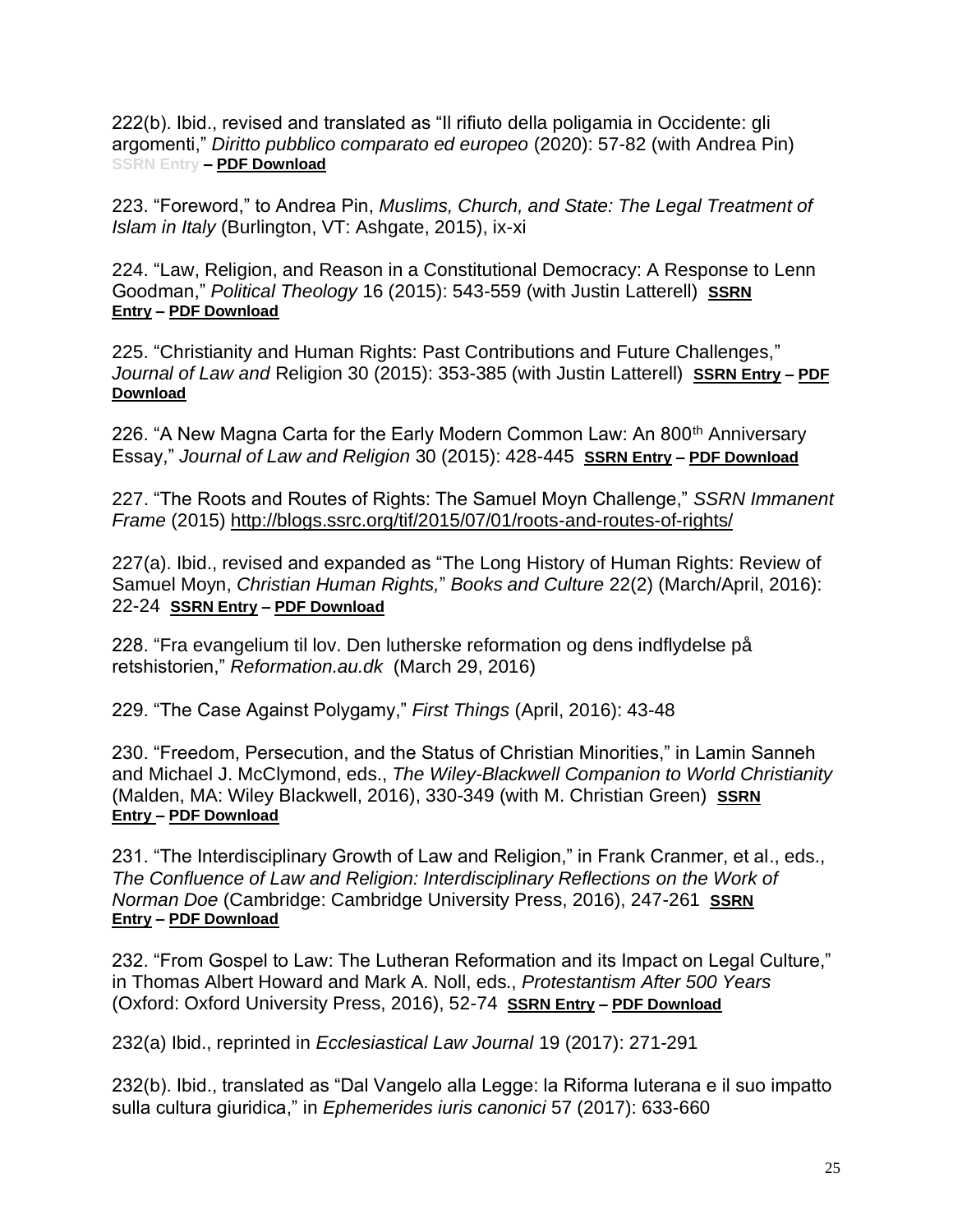222(b). Ibid., revised and translated as "Il rifiuto della poligamia in Occidente: gli argomenti," *Diritto pubblico comparato ed europeo* (2020): 57-82 (with Andrea Pin) SSRN Entry – **PDF Download**

223. "Foreword," to Andrea Pin, *Muslims, Church, and State: The Legal Treatment of Islam in Italy* (Burlington, VT: Ashgate, 2015), ix-xi

224. "Law, Religion, and Reason in a Constitutional Democracy: A Response to Lenn Goodman," *Political Theology* 16 (2015): 543-559 (with Justin Latterell) **SSRN Entry – PDF Download**

225. "Christianity and Human Rights: Past Contributions and Future Challenges," *Journal of Law and* Religion 30 (2015): 353-385 (with Justin Latterell) **SSRN Entry – PDF Download**

226. "A New Magna Carta for the Early Modern Common Law: An 800th Anniversary Essay," *Journal of Law and Religion* 30 (2015): 428-445 **SSRN Entry – PDF Download**

227. "The Roots and Routes of Rights: The Samuel Moyn Challenge," *SSRN Immanent Frame* (2015) http://blogs.ssrc.org/tif/2015/07/01/roots-and-routes-of-rights/

227(a). Ibid., revised and expanded as "The Long History of Human Rights: Review of Samuel Moyn, *Christian Human Rights,*" *Books and Culture* 22(2) (March/April, 2016): 22-24 **SSRN Entry – PDF Download**

228. "Fra evangelium til lov. Den lutherske reformation og dens indflydelse på retshistorien," *Reformation.au.dk* (March 29, 2016)

229. "The Case Against Polygamy," *First Things* (April, 2016): 43-48

230. "Freedom, Persecution, and the Status of Christian Minorities," in Lamin Sanneh and Michael J. McClymond, eds., *The Wiley-Blackwell Companion to World Christianity* (Malden, MA: Wiley Blackwell, 2016), 330-349 (with M. Christian Green) **SSRN Entry – PDF Download**

231. "The Interdisciplinary Growth of Law and Religion," in Frank Cranmer, et al., eds., *The Confluence of Law and Religion: Interdisciplinary Reflections on the Work of Norman Doe* (Cambridge: Cambridge University Press, 2016), 247-261 **SSRN Entry – PDF Download**

232. "From Gospel to Law: The Lutheran Reformation and its Impact on Legal Culture," in Thomas Albert Howard and Mark A. Noll, eds., *Protestantism After 500 Years* (Oxford: Oxford University Press, 2016), 52-74 **SSRN Entry – PDF Download**

232(a) Ibid., reprinted in *Ecclesiastical Law Journal* 19 (2017): 271-291

232(b). Ibid., translated as "Dal Vangelo alla Legge: la Riforma luterana e il suo impatto sulla cultura giuridica," in *Ephemerides iuris canonici* 57 (2017): 633-660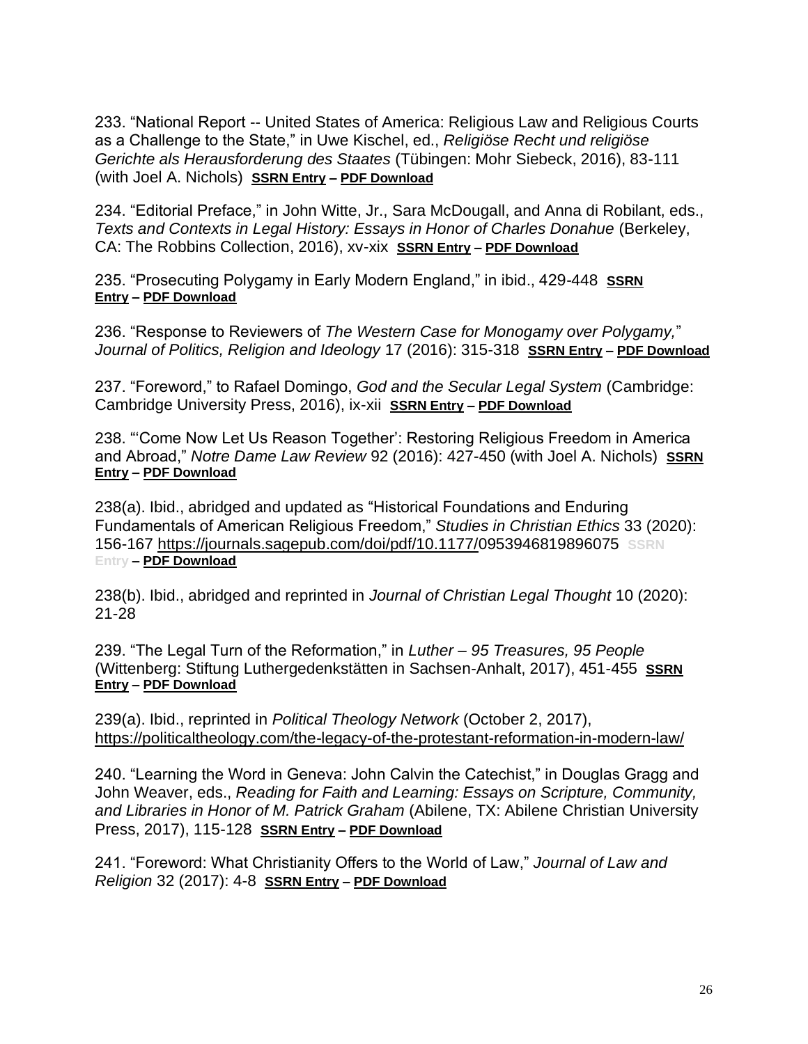233. “National Report -- United States of America: Religious Law and Religious Courts as a Challenge to the State,” in Uwe Kischel, ed., *Religiöse Recht und religiöse Gerichte als Herausforderung des Staates* (Tübingen: Mohr Siebeck, 2016), 83-111 (with Joel A. Nichols) **SSRN Entry – PDF Download**

234. “Editorial Preface,” in John Witte, Jr., Sara McDougall, and Anna di Robilant, eds., *Texts and Contexts in Legal History: Essays in Honor of Charles Donahue* (Berkeley, CA: The Robbins Collection, 2016), xv-xix **SSRN Entry – PDF Download**

235. “Prosecuting Polygamy in Early Modern England,” in ibid., 429-448 **SSRN Entry – PDF Download**

236. “Response to Reviewers of *The Western Case for Monogamy over Polygamy,*” *Journal of Politics, Religion and Ideology* 17 (2016): 315-318 **SSRN Entry – PDF Download**

237. “Foreword,” to Rafael Domingo, *God and the Secular Legal System* (Cambridge: Cambridge University Press, 2016), ix-xii **SSRN Entry – PDF Download**

238. “‘Come Now Let Us Reason Together’: Restoring Religious Freedom in America and Abroad,” *Notre Dame Law Review* 92 (2016): 427-450 (with Joel A. Nichols) **SSRN Entry – PDF Download**

238(a). Ibid., abridged and updated as “Historical Foundations and Enduring Fundamentals of American Religious Freedom,” *Studies in Christian Ethics* 33 (2020): 156-167 https://journals.sagepub.com/doi/pdf/10.1177/0953946819896075 SSRN Entry – **PDF Download**

238(b). Ibid., abridged and reprinted in *Journal of Christian Legal Thought* 10 (2020): 21-28

239. “The Legal Turn of the Reformation,” in *Luther – 95 Treasures, 95 People* (Wittenberg: Stiftung Luthergedenkstätten in Sachsen-Anhalt, 2017), 451-455 **SSRN Entry – PDF Download**

239(a). Ibid., reprinted in *Political Theology Network* (October 2, 2017), https://politicaltheology.com/the-legacy-of-the-protestant-reformation-in-modern-law/

240. “Learning the Word in Geneva: John Calvin the Catechist,” in Douglas Gragg and John Weaver, eds., *Reading for Faith and Learning: Essays on Scripture, Community, and Libraries in Honor of M. Patrick Graham* (Abilene, TX: Abilene Christian University Press, 2017), 115-128 **SSRN Entry – PDF Download**

241. “Foreword: What Christianity Offers to the World of Law,” *Journal of Law and Religion* 32 (2017): 4-8 **SSRN Entry – PDF Download**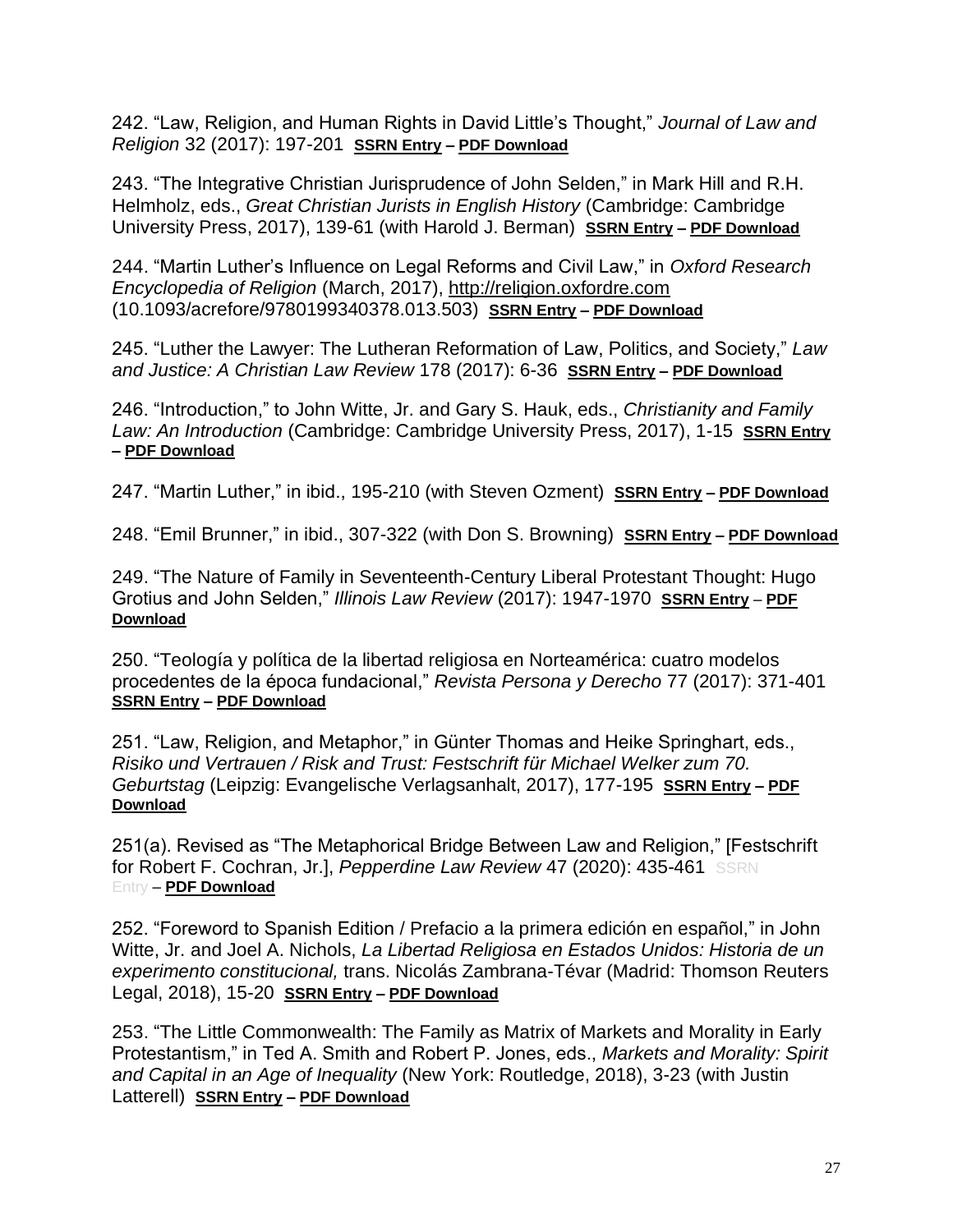242. “Law, Religion, and Human Rights in David Little’s Thought,” *Journal of Law and Religion* 32 (2017): 197-201 **SSRN Entry – PDF Download**

243. “The Integrative Christian Jurisprudence of John Selden,” in Mark Hill and R.H. Helmholz, eds., *Great Christian Jurists in English History* (Cambridge: Cambridge University Press, 2017), 139-61 (with Harold J. Berman) **SSRN Entry – PDF Download**

244. “Martin Luther’s Influence on Legal Reforms and Civil Law,” in *Oxford Research Encyclopedia of Religion* (March, 2017), http://religion.oxfordre.com (10.1093/acrefore/9780199340378.013.503) **SSRN Entry – PDF Download**

245. “Luther the Lawyer: The Lutheran Reformation of Law, Politics, and Society,” *Law and Justice: A Christian Law Review* 178 (2017): 6-36 **SSRN Entry – PDF Download**

246. “Introduction,” to John Witte, Jr. and Gary S. Hauk, eds., *Christianity and Family Law: An Introduction* (Cambridge: Cambridge University Press, 2017), 1-15 **SSRN Entry – PDF Download**

247. “Martin Luther,” in ibid., 195-210 (with Steven Ozment) **SSRN Entry – PDF Download**

248. “Emil Brunner,” in ibid., 307-322 (with Don S. Browning) **SSRN Entry – PDF Download**

249. “The Nature of Family in Seventeenth-Century Liberal Protestant Thought: Hugo Grotius and John Selden,” *Illinois Law Review* (2017): 1947-1970 **SSRN Entry – PDF Download**

250. “Teología y política de la libertad religiosa en Norteamérica: cuatro modelos procedentes de la época fundacional,” *Revista Persona y Derecho* 77 (2017): 371-401 **SSRN Entry – PDF Download**

251. “Law, Religion, and Metaphor,” in Günter Thomas and Heike Springhart, eds., *Risiko und Vertrauen / Risk and Trust: Festschrift für Michael Welker zum 70. Geburtstag* (Leipzig: Evangelische Verlagsanhalt, 2017), 177-195 **SSRN Entry – PDF Download**

251(a). Revised as “The Metaphorical Bridge Between Law and Religion,” [Festschrift for Robert F. Cochran, Jr.], *Pepperdine Law Review* 47 (2020): 435-461 SSRN Entry – **PDF Download**

252. “Foreword to Spanish Edition / Prefacio a la primera edición en español,” in John Witte, Jr. and Joel A. Nichols, *La Libertad Religiosa en Estados Unidos: Historia de un experimento constitucional,* trans. Nicolás Zambrana-Tévar (Madrid: Thomson Reuters Legal, 2018), 15-20 **SSRN Entry – PDF Download**

253. “The Little Commonwealth: The Family as Matrix of Markets and Morality in Early Protestantism,” in Ted A. Smith and Robert P. Jones, eds., *Markets and Morality: Spirit and Capital in an Age of Inequality* (New York: Routledge, 2018), 3-23 (with Justin Latterell) **SSRN Entry – PDF Download**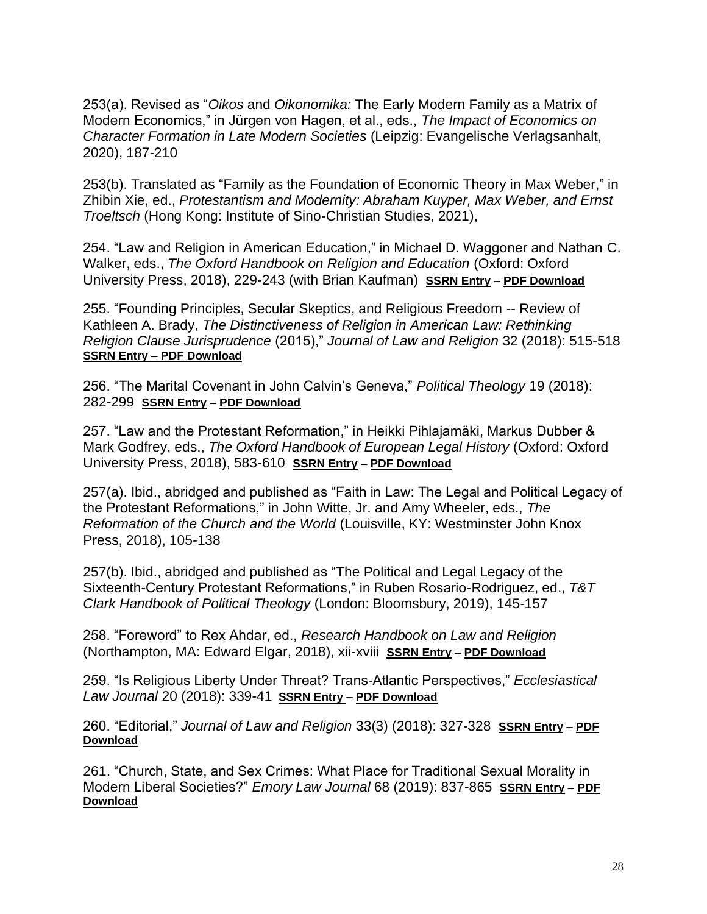253(a). Revised as "*Oikos* and *Oikonomika:* The Early Modern Family as a Matrix of Modern Economics," in Jürgen von Hagen, et al., eds., *The Impact of Economics on Character Formation in Late Modern Societies* (Leipzig: Evangelische Verlagsanhalt, 2020), 187-210

253(b). Translated as "Family as the Foundation of Economic Theory in Max Weber," in Zhibin Xie, ed., *Protestantism and Modernity: Abraham Kuyper, Max Weber, and Ernst Troeltsch* (Hong Kong: Institute of Sino-Christian Studies, 2021),

254. "Law and Religion in American Education," in Michael D. Waggoner and Nathan C. Walker, eds., *The Oxford Handbook on Religion and Education* (Oxford: Oxford University Press, 2018), 229-243 (with Brian Kaufman) **SSRN Entry – PDF Download**

255. "Founding Principles, Secular Skeptics, and Religious Freedom -- Review of Kathleen A. Brady, *The Distinctiveness of Religion in American Law: Rethinking Religion Clause Jurisprudence* (2015)," *Journal of Law and Religion* 32 (2018): 515-518 **SSRN Entry – PDF Download**

256. "The Marital Covenant in John Calvin's Geneva," *Political Theology* 19 (2018): 282-299 **SSRN Entry – PDF Download**

257. "Law and the Protestant Reformation," in Heikki Pihlajamäki, Markus Dubber & Mark Godfrey, eds., *The Oxford Handbook of European Legal History* (Oxford: Oxford University Press, 2018), 583-610 **SSRN Entry – PDF Download**

257(a). Ibid., abridged and published as "Faith in Law: The Legal and Political Legacy of the Protestant Reformations," in John Witte, Jr. and Amy Wheeler, eds., *The Reformation of the Church and the World* (Louisville, KY: Westminster John Knox Press, 2018), 105-138

257(b). Ibid., abridged and published as "The Political and Legal Legacy of the Sixteenth-Century Protestant Reformations," in Ruben Rosario-Rodriguez, ed., *T&T Clark Handbook of Political Theology* (London: Bloomsbury, 2019), 145-157

258. "Foreword" to Rex Ahdar, ed., *Research Handbook on Law and Religion* (Northampton, MA: Edward Elgar, 2018), xii-xviii **SSRN Entry – PDF Download**

259. "Is Religious Liberty Under Threat? Trans-Atlantic Perspectives," *Ecclesiastical Law Journal* 20 (2018): 339-41 **SSRN Entry – PDF Download**

260. "Editorial," *Journal of Law and Religion* 33(3) (2018): 327-328 **SSRN Entry – PDF Download**

261. "Church, State, and Sex Crimes: What Place for Traditional Sexual Morality in Modern Liberal Societies?" *Emory Law Journal* 68 (2019): 837-865 **SSRN Entry – PDF Download**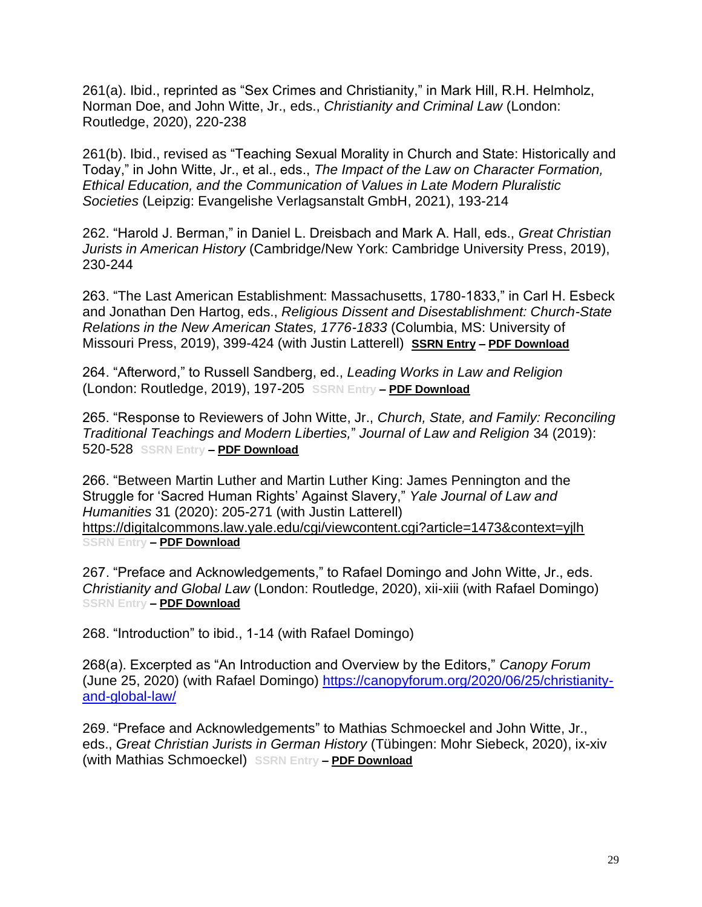261(a). Ibid., reprinted as "Sex Crimes and Christianity," in Mark Hill, R.H. Helmholz, Norman Doe, and John Witte, Jr., eds., *Christianity and Criminal Law* (London: Routledge, 2020), 220-238

261(b). Ibid., revised as "Teaching Sexual Morality in Church and State: Historically and Today," in John Witte, Jr., et al., eds., *The Impact of the Law on Character Formation, Ethical Education, and the Communication of Values in Late Modern Pluralistic Societies* (Leipzig: Evangelishe Verlagsanstalt GmbH, 2021), 193-214

262. "Harold J. Berman," in Daniel L. Dreisbach and Mark A. Hall, eds., *Great Christian Jurists in American History* (Cambridge/New York: Cambridge University Press, 2019), 230-244

263. "The Last American Establishment: Massachusetts, 1780-1833," in Carl H. Esbeck and Jonathan Den Hartog, eds., *Religious Dissent and Disestablishment: Church-State Relations in the New American States, 1776-1833* (Columbia, MS: University of Missouri Press, 2019), 399-424 (with Justin Latterell) **SSRN Entry** – **PDF Download**

264. "Afterword," to Russell Sandberg, ed., *Leading Works in Law and Religion* (London: Routledge, 2019), 197-205 **SSRN Entry** – **PDF Download**

265. "Response to Reviewers of John Witte, Jr., *Church, State, and Family: Reconciling Traditional Teachings and Modern Liberties,*" *Journal of Law and Religion* 34 (2019): 520-528 **SSRN Entry** – **PDF Download**

266. "Between Martin Luther and Martin Luther King: James Pennington and the Struggle for 'Sacred Human Rights' Against Slavery," *Yale Journal of Law and Humanities* 31 (2020): 205-271 (with Justin Latterell) https://digitalcommons.law.yale.edu/cgi/viewcontent.cgi?article=1473&context=yjlh **SSRN Entry** – **PDF Download**

267. "Preface and Acknowledgements," to Rafael Domingo and John Witte, Jr., eds. *Christianity and Global Law* (London: Routledge, 2020), xii-xiii (with Rafael Domingo) **SSRN Entry** – **PDF Download**

268. "Introduction" to ibid., 1-14 (with Rafael Domingo)

268(a). Excerpted as "An Introduction and Overview by the Editors," *Canopy Forum* (June 25, 2020) (with Rafael Domingo) https://canopyforum.org/2020/06/25/christianity-and-global-law/

269. "Preface and Acknowledgements" to Mathias Schmoeckel and John Witte, Jr., eds., *Great Christian Jurists in German History* (Tübingen: Mohr Siebeck, 2020), ix-xiv (with Mathias Schmoeckel) **SSRN Entry** – **PDF Download**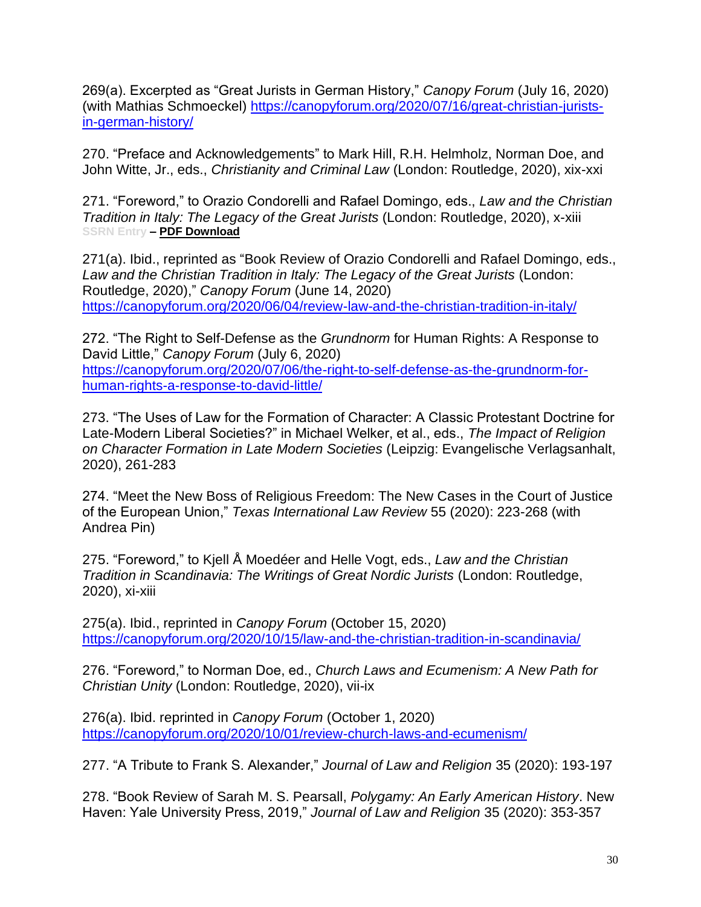269(a). Excerpted as “Great Jurists in German History,” *Canopy Forum* (July 16, 2020) (with Mathias Schmoeckel) https://canopyforum.org/2020/07/16/great-christian-jurists-in-german-history/

270. “Preface and Acknowledgements” to Mark Hill, R.H. Helmholz, Norman Doe, and John Witte, Jr., eds., *Christianity and Criminal Law* (London: Routledge, 2020), xix-xxi

271. “Foreword,” to Orazio Condorelli and Rafael Domingo, eds., *Law and the Christian Tradition in Italy: The Legacy of the Great Jurists* (London: Routledge, 2020), x-xiii
SSRN Entry – **PDF Download**

271(a). Ibid., reprinted as “Book Review of Orazio Condorelli and Rafael Domingo, eds., *Law and the Christian Tradition in Italy: The Legacy of the Great Jurists* (London: Routledge, 2020),” *Canopy Forum* (June 14, 2020) https://canopyforum.org/2020/06/04/review-law-and-the-christian-tradition-in-italy/

272. “The Right to Self-Defense as the *Grundnorm* for Human Rights: A Response to David Little,” *Canopy Forum* (July 6, 2020) https://canopyforum.org/2020/07/06/the-right-to-self-defense-as-the-grundnorm-for-human-rights-a-response-to-david-little/

273. “The Uses of Law for the Formation of Character: A Classic Protestant Doctrine for Late-Modern Liberal Societies?” in Michael Welker, et al., eds., *The Impact of Religion on Character Formation in Late Modern Societies* (Leipzig: Evangelische Verlagsanhalt, 2020), 261-283

274. “Meet the New Boss of Religious Freedom: The New Cases in the Court of Justice of the European Union,” *Texas International Law Review* 55 (2020): 223-268 (with Andrea Pin)

275. “Foreword,” to Kjell Å Moedéer and Helle Vogt, eds., *Law and the Christian Tradition in Scandinavia: The Writings of Great Nordic Jurists* (London: Routledge, 2020), xi-xiii

275(a). Ibid., reprinted in *Canopy Forum* (October 15, 2020) https://canopyforum.org/2020/10/15/law-and-the-christian-tradition-in-scandinavia/

276. “Foreword,” to Norman Doe, ed., *Church Laws and Ecumenism: A New Path for Christian Unity* (London: Routledge, 2020), vii-ix

276(a). Ibid. reprinted in *Canopy Forum* (October 1, 2020) https://canopyforum.org/2020/10/01/review-church-laws-and-ecumenism/

277. “A Tribute to Frank S. Alexander,” *Journal of Law and Religion* 35 (2020): 193-197

278. “Book Review of Sarah M. S. Pearsall, *Polygamy: An Early American History*. New Haven: Yale University Press, 2019,” *Journal of Law and Religion* 35 (2020): 353-357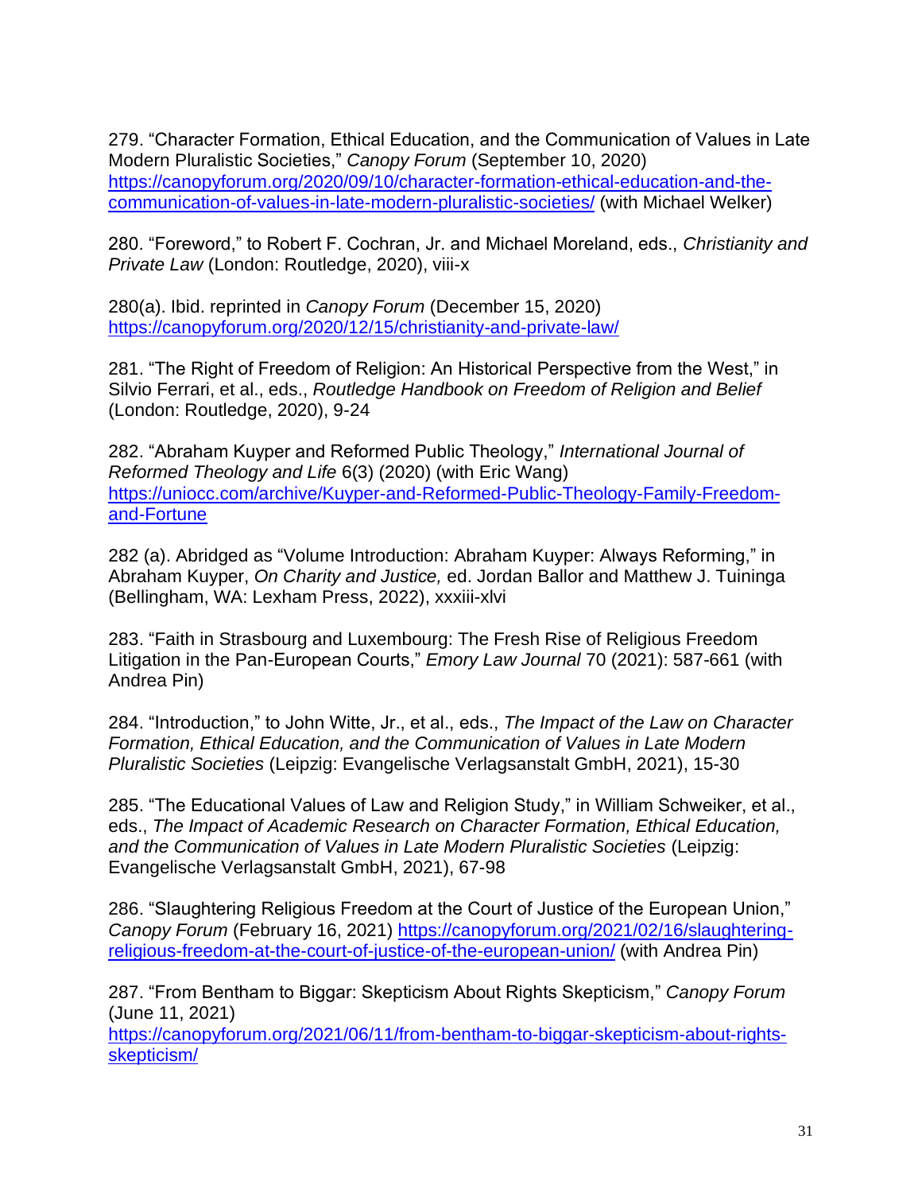279. “Character Formation, Ethical Education, and the Communication of Values in Late Modern Pluralistic Societies,” *Canopy Forum* (September 10, 2020) https://canopyforum.org/2020/09/10/character-formation-ethical-education-and-the-communication-of-values-in-late-modern-pluralistic-societies/ (with Michael Welker)

280. “Foreword,” to Robert F. Cochran, Jr. and Michael Moreland, eds., *Christianity and Private Law* (London: Routledge, 2020), viii-x

280(a). Ibid. reprinted in *Canopy Forum* (December 15, 2020) https://canopyforum.org/2020/12/15/christianity-and-private-law/

281. “The Right of Freedom of Religion: An Historical Perspective from the West,” in Silvio Ferrari, et al., eds., *Routledge Handbook on Freedom of Religion and Belief* (London: Routledge, 2020), 9-24

282. “Abraham Kuyper and Reformed Public Theology,” *International Journal of Reformed Theology and Life* 6(3) (2020) (with Eric Wang) https://uniocc.com/archive/Kuyper-and-Reformed-Public-Theology-Family-Freedom-and-Fortune

282 (a). Abridged as “Volume Introduction: Abraham Kuyper: Always Reforming,” in Abraham Kuyper, *On Charity and Justice,* ed. Jordan Ballor and Matthew J. Tuininga (Bellingham, WA: Lexham Press, 2022), xxxiii-xlvi

283. “Faith in Strasbourg and Luxembourg: The Fresh Rise of Religious Freedom Litigation in the Pan-European Courts,” *Emory Law Journal* 70 (2021): 587-661 (with Andrea Pin)

284. “Introduction,” to John Witte, Jr., et al., eds., *The Impact of the Law on Character Formation, Ethical Education, and the Communication of Values in Late Modern Pluralistic Societies* (Leipzig: Evangelische Verlagsanstalt GmbH, 2021), 15-30

285. “The Educational Values of Law and Religion Study,” in William Schweiker, et al., eds., *The Impact of Academic Research on Character Formation, Ethical Education, and the Communication of Values in Late Modern Pluralistic Societies* (Leipzig: Evangelische Verlagsanstalt GmbH, 2021), 67-98

286. “Slaughtering Religious Freedom at the Court of Justice of the European Union,” *Canopy Forum* (February 16, 2021) https://canopyforum.org/2021/02/16/slaughtering-religious-freedom-at-the-court-of-justice-of-the-european-union/ (with Andrea Pin)

287. “From Bentham to Biggar: Skepticism About Rights Skepticism,” *Canopy Forum* (June 11, 2021) https://canopyforum.org/2021/06/11/from-bentham-to-biggar-skepticism-about-rights-skepticism/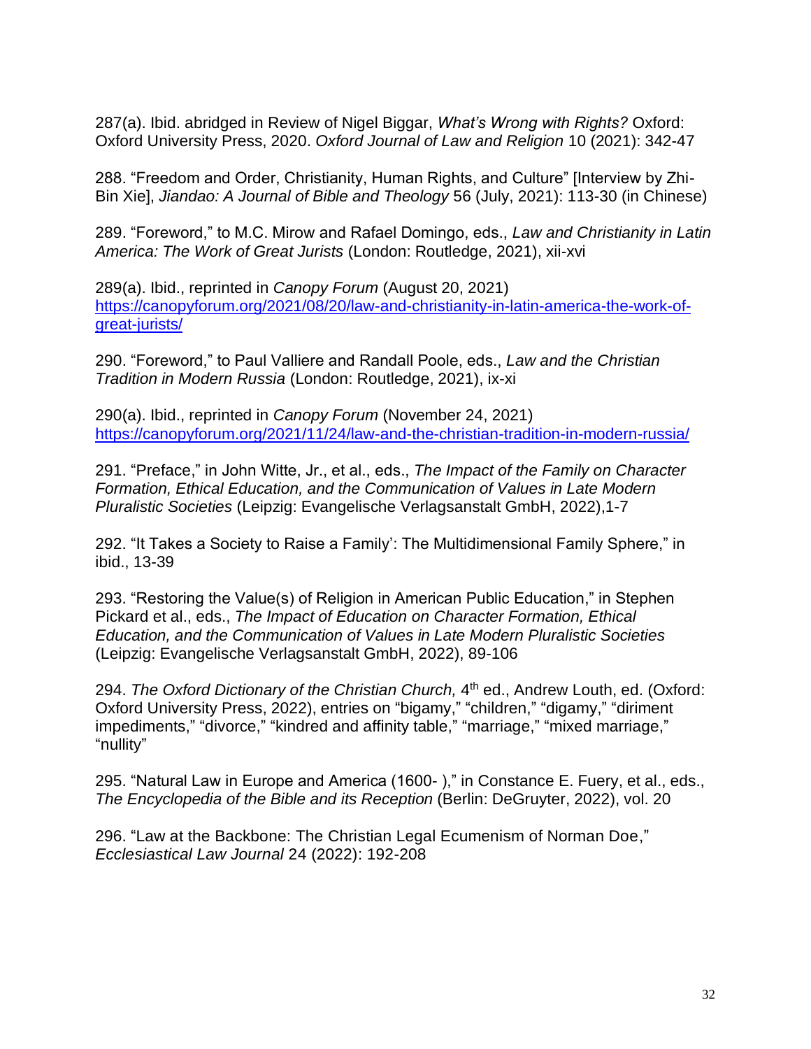287(a). Ibid. abridged in Review of Nigel Biggar, *What's Wrong with Rights?* Oxford: Oxford University Press, 2020. *Oxford Journal of Law and Religion* 10 (2021): 342-47

288. "Freedom and Order, Christianity, Human Rights, and Culture" [Interview by Zhi-Bin Xie], *Jiandao: A Journal of Bible and Theology* 56 (July, 2021): 113-30 (in Chinese)

289. "Foreword," to M.C. Mirow and Rafael Domingo, eds., *Law and Christianity in Latin America: The Work of Great Jurists* (London: Routledge, 2021), xii-xvi

289(a). Ibid., reprinted in *Canopy Forum* (August 20, 2021) https://canopyforum.org/2021/08/20/law-and-christianity-in-latin-america-the-work-of-great-jurists/

290. "Foreword," to Paul Valliere and Randall Poole, eds., *Law and the Christian Tradition in Modern Russia* (London: Routledge, 2021), ix-xi

290(a). Ibid., reprinted in *Canopy Forum* (November 24, 2021) https://canopyforum.org/2021/11/24/law-and-the-christian-tradition-in-modern-russia/

291. "Preface," in John Witte, Jr., et al., eds., *The Impact of the Family on Character Formation, Ethical Education, and the Communication of Values in Late Modern Pluralistic Societies* (Leipzig: Evangelische Verlagsanstalt GmbH, 2022),1-7

292. "It Takes a Society to Raise a Family': The Multidimensional Family Sphere," in ibid., 13-39

293. "Restoring the Value(s) of Religion in American Public Education," in Stephen Pickard et al., eds., *The Impact of Education on Character Formation, Ethical Education, and the Communication of Values in Late Modern Pluralistic Societies* (Leipzig: Evangelische Verlagsanstalt GmbH, 2022), 89-106

294. *The Oxford Dictionary of the Christian Church,* 4th ed., Andrew Louth, ed. (Oxford: Oxford University Press, 2022), entries on "bigamy," "children," "digamy," "diriment impediments," "divorce," "kindred and affinity table," "marriage," "mixed marriage," "nullity"

295. "Natural Law in Europe and America (1600- )," in Constance E. Fuery, et al., eds., *The Encyclopedia of the Bible and its Reception* (Berlin: DeGruyter, 2022), vol. 20

296. "Law at the Backbone: The Christian Legal Ecumenism of Norman Doe," *Ecclesiastical Law Journal* 24 (2022): 192-208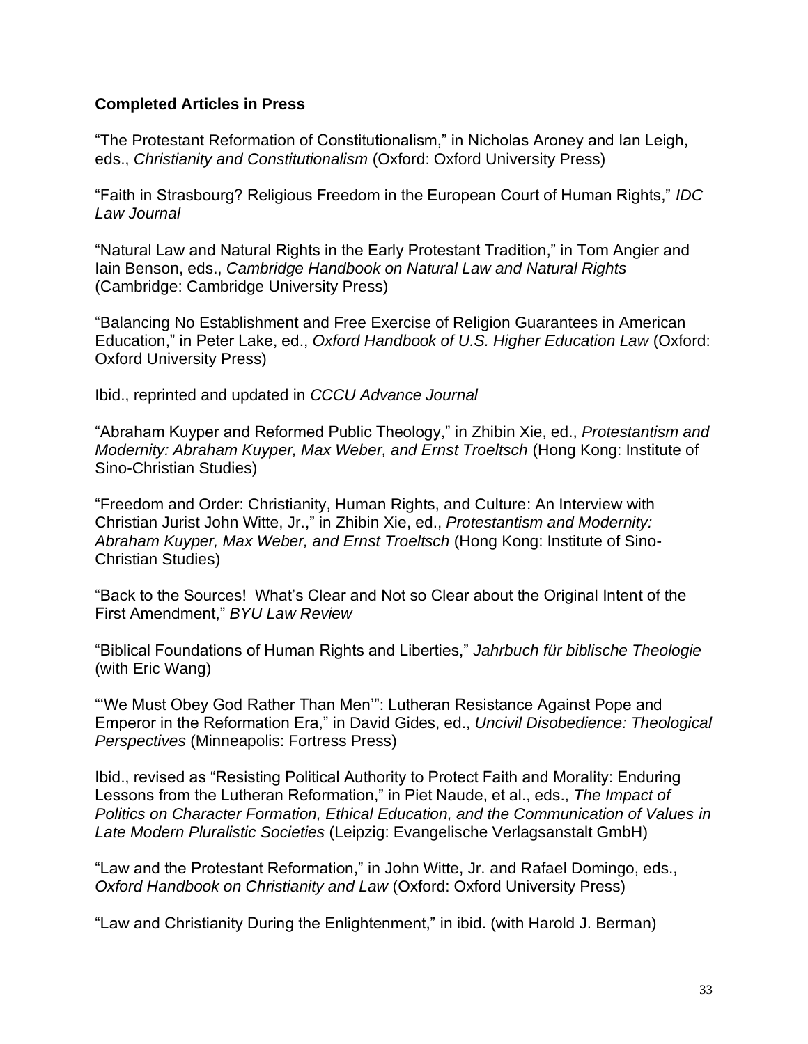**Completed Articles in Press**

"The Protestant Reformation of Constitutionalism," in Nicholas Aroney and Ian Leigh, eds., *Christianity and Constitutionalism* (Oxford: Oxford University Press)

"Faith in Strasbourg? Religious Freedom in the European Court of Human Rights," *IDC Law Journal*

"Natural Law and Natural Rights in the Early Protestant Tradition," in Tom Angier and Iain Benson, eds., *Cambridge Handbook on Natural Law and Natural Rights* (Cambridge: Cambridge University Press)

"Balancing No Establishment and Free Exercise of Religion Guarantees in American Education," in Peter Lake, ed., *Oxford Handbook of U.S. Higher Education Law* (Oxford: Oxford University Press)

Ibid., reprinted and updated in *CCCU Advance Journal*

"Abraham Kuyper and Reformed Public Theology," in Zhibin Xie, ed., *Protestantism and Modernity: Abraham Kuyper, Max Weber, and Ernst Troeltsch* (Hong Kong: Institute of Sino-Christian Studies)

"Freedom and Order: Christianity, Human Rights, and Culture: An Interview with Christian Jurist John Witte, Jr.," in Zhibin Xie, ed., *Protestantism and Modernity: Abraham Kuyper, Max Weber, and Ernst Troeltsch* (Hong Kong: Institute of Sino-Christian Studies)

"Back to the Sources! What's Clear and Not so Clear about the Original Intent of the First Amendment," *BYU Law Review*

"Biblical Foundations of Human Rights and Liberties," *Jahrbuch für biblische Theologie* (with Eric Wang)

"'We Must Obey God Rather Than Men'": Lutheran Resistance Against Pope and Emperor in the Reformation Era," in David Gides, ed., *Uncivil Disobedience: Theological Perspectives* (Minneapolis: Fortress Press)

Ibid., revised as "Resisting Political Authority to Protect Faith and Morality: Enduring Lessons from the Lutheran Reformation," in Piet Naude, et al., eds., *The Impact of Politics on Character Formation, Ethical Education, and the Communication of Values in Late Modern Pluralistic Societies* (Leipzig: Evangelische Verlagsanstalt GmbH)

"Law and the Protestant Reformation," in John Witte, Jr. and Rafael Domingo, eds., *Oxford Handbook on Christianity and Law* (Oxford: Oxford University Press)

"Law and Christianity During the Enlightenment," in ibid. (with Harold J. Berman)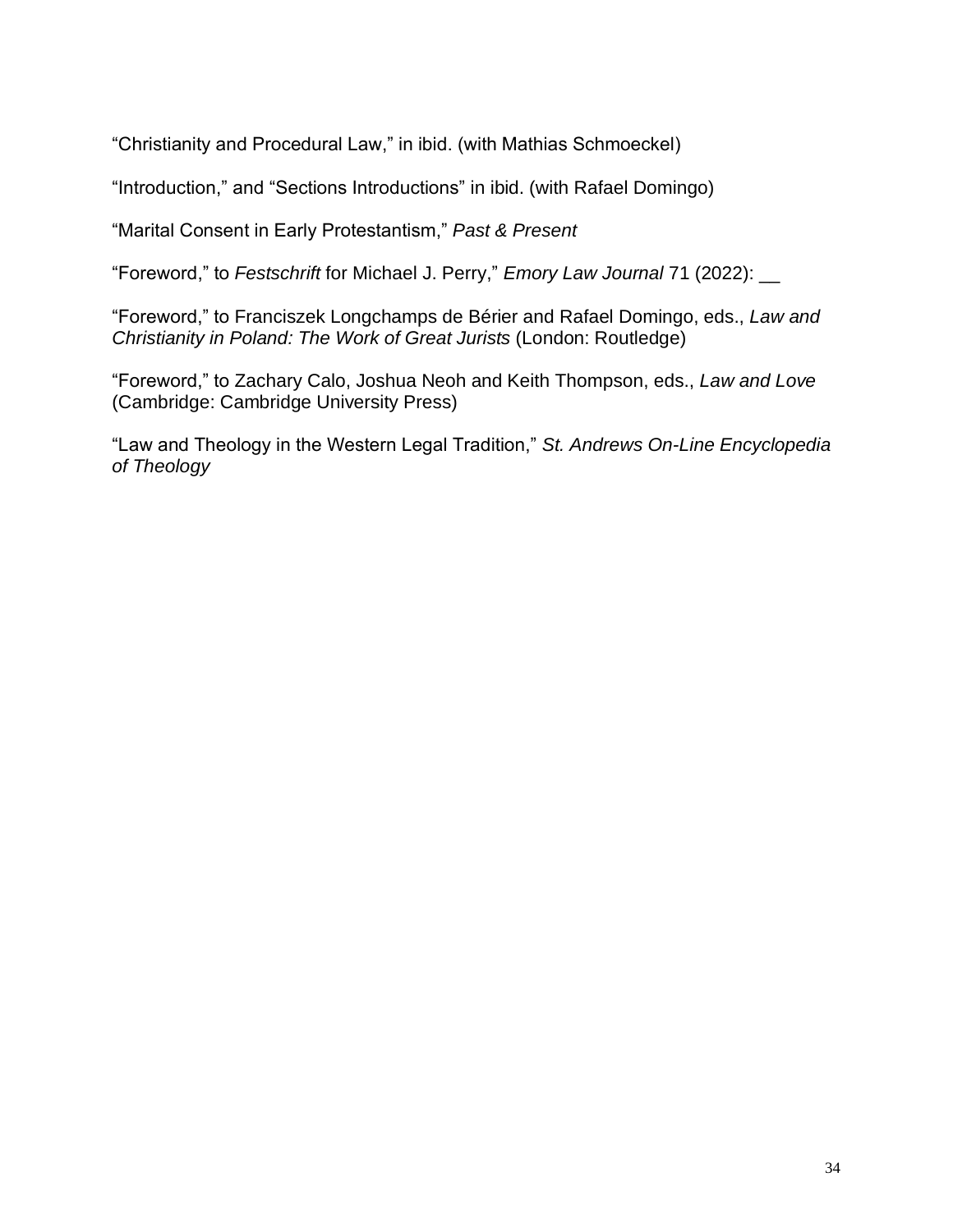"Christianity and Procedural Law," in ibid. (with Mathias Schmoeckel)

"Introduction," and "Sections Introductions" in ibid. (with Rafael Domingo)

"Marital Consent in Early Protestantism," *Past & Present*

"Foreword," to *Festschrift* for Michael J. Perry," *Emory Law Journal* 71 (2022): __

"Foreword," to Franciszek Longchamps de Bérier and Rafael Domingo, eds., *Law and Christianity in Poland: The Work of Great Jurists* (London: Routledge)

"Foreword," to Zachary Calo, Joshua Neoh and Keith Thompson, eds., *Law and Love* (Cambridge: Cambridge University Press)

"Law and Theology in the Western Legal Tradition," *St. Andrews On-Line Encyclopedia of Theology*